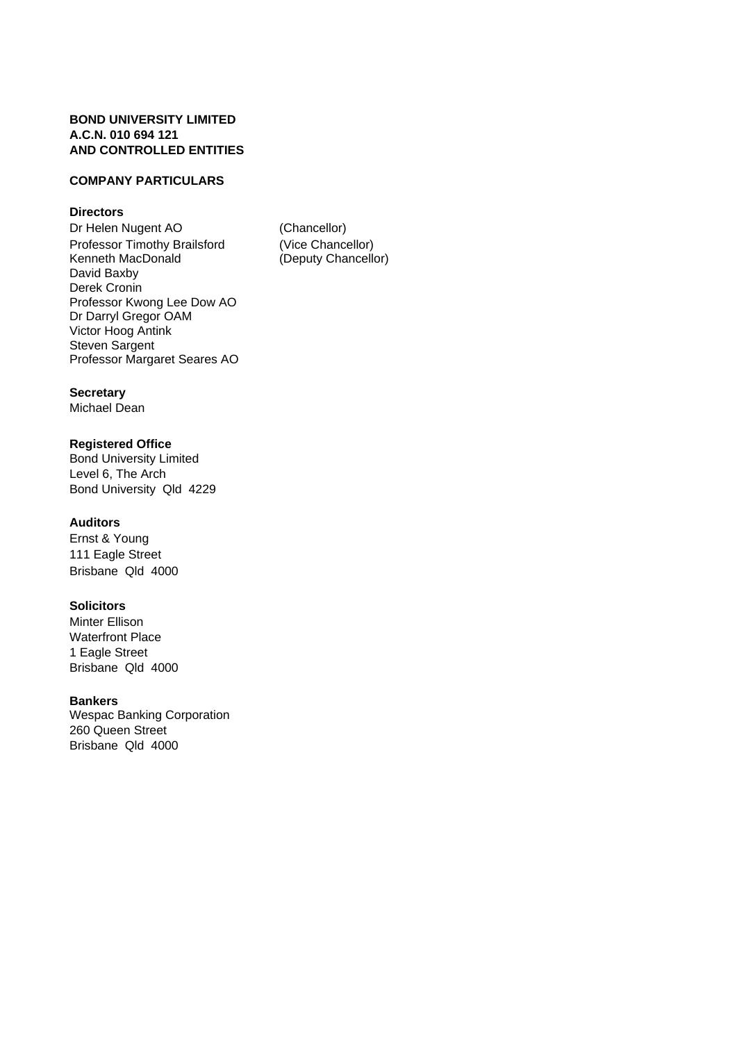**BOND UNIVERSITY LIMITED**
**A.C.N. 010 694 121**
**AND CONTROLLED ENTITIES**

## COMPANY PARTICULARS

### Directors

Dr Helen Nugent AO (Chancellor)
Professor Timothy Brailsford (Vice Chancellor)
Kenneth MacDonald (Deputy Chancellor)
David Baxby
Derek Cronin
Professor Kwong Lee Dow AO
Dr Darryl Gregor OAM
Victor Hoog Antink
Steven Sargent
Professor Margaret Seares AO

### Secretary

Michael Dean

### Registered Office

Bond University Limited
Level 6, The Arch
Bond University Qld 4229

### Auditors

Ernst & Young
111 Eagle Street
Brisbane Qld 4000

### Solicitors

Minter Ellison
Waterfront Place
1 Eagle Street
Brisbane Qld 4000

### Bankers

Wespac Banking Corporation
260 Queen Street
Brisbane Qld 4000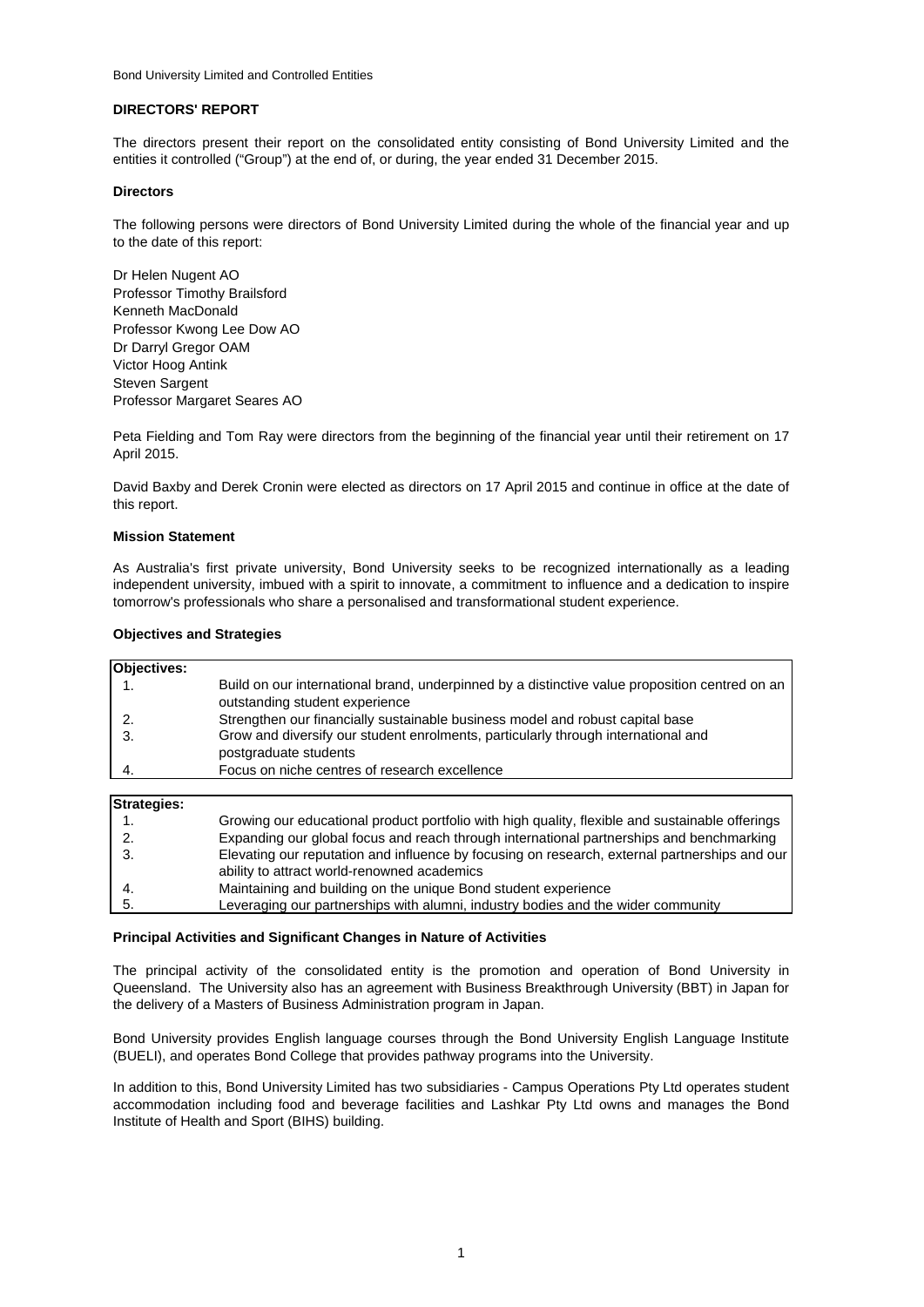Bond University Limited and Controlled Entities

## DIRECTORS' REPORT

The directors present their report on the consolidated entity consisting of Bond University Limited and the entities it controlled ("Group") at the end of, or during, the year ended 31 December 2015.

### Directors

The following persons were directors of Bond University Limited during the whole of the financial year and up to the date of this report:

Dr Helen Nugent AO
Professor Timothy Brailsford
Kenneth MacDonald
Professor Kwong Lee Dow AO
Dr Darryl Gregor OAM
Victor Hoog Antink
Steven Sargent
Professor Margaret Seares AO

Peta Fielding and Tom Ray were directors from the beginning of the financial year until their retirement on 17 April 2015.

David Baxby and Derek Cronin were elected as directors on 17 April 2015 and continue in office at the date of this report.

### Mission Statement

As Australia's first private university, Bond University seeks to be recognized internationally as a leading independent university, imbued with a spirit to innovate, a commitment to influence and a dedication to inspire tomorrow's professionals who share a personalised and transformational student experience.

### Objectives and Strategies

| Objectives: | |
|---|---|
| 1. | Build on our international brand, underpinned by a distinctive value proposition centred on an outstanding student experience |
| 2. | Strengthen our financially sustainable business model and robust capital base |
| 3. | Grow and diversify our student enrolments, particularly through international and postgraduate students |
| 4. | Focus on niche centres of research excellence |

| Strategies: | |
|---|---|
| 1. | Growing our educational product portfolio with high quality, flexible and sustainable offerings |
| 2. | Expanding our global focus and reach through international partnerships and benchmarking |
| 3. | Elevating our reputation and influence by focusing on research, external partnerships and our ability to attract world-renowned academics |
| 4. | Maintaining and building on the unique Bond student experience |
| 5. | Leveraging our partnerships with alumni, industry bodies and the wider community |

### Principal Activities and Significant Changes in Nature of Activities

The principal activity of the consolidated entity is the promotion and operation of Bond University in Queensland. The University also has an agreement with Business Breakthrough University (BBT) in Japan for the delivery of a Masters of Business Administration program in Japan.

Bond University provides English language courses through the Bond University English Language Institute (BUELI), and operates Bond College that provides pathway programs into the University.

In addition to this, Bond University Limited has two subsidiaries - Campus Operations Pty Ltd operates student accommodation including food and beverage facilities and Lashkar Pty Ltd owns and manages the Bond Institute of Health and Sport (BIHS) building.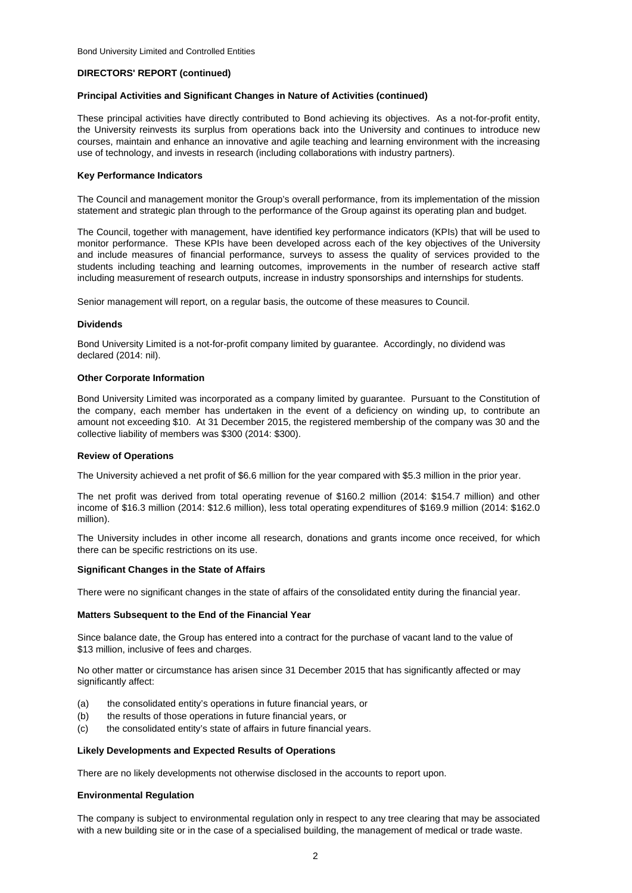## DIRECTORS' REPORT (continued)

### Principal Activities and Significant Changes in Nature of Activities (continued)

These principal activities have directly contributed to Bond achieving its objectives. As a not-for-profit entity, the University reinvests its surplus from operations back into the University and continues to introduce new courses, maintain and enhance an innovative and agile teaching and learning environment with the increasing use of technology, and invests in research (including collaborations with industry partners).

### Key Performance Indicators

The Council and management monitor the Group's overall performance, from its implementation of the mission statement and strategic plan through to the performance of the Group against its operating plan and budget.

The Council, together with management, have identified key performance indicators (KPIs) that will be used to monitor performance. These KPIs have been developed across each of the key objectives of the University and include measures of financial performance, surveys to assess the quality of services provided to the students including teaching and learning outcomes, improvements in the number of research active staff including measurement of research outputs, increase in industry sponsorships and internships for students.

Senior management will report, on a regular basis, the outcome of these measures to Council.

### Dividends

Bond University Limited is a not-for-profit company limited by guarantee. Accordingly, no dividend was declared (2014: nil).

### Other Corporate Information

Bond University Limited was incorporated as a company limited by guarantee. Pursuant to the Constitution of the company, each member has undertaken in the event of a deficiency on winding up, to contribute an amount not exceeding $10. At 31 December 2015, the registered membership of the company was 30 and the collective liability of members was $300 (2014: $300).

### Review of Operations

The University achieved a net profit of $6.6 million for the year compared with $5.3 million in the prior year.

The net profit was derived from total operating revenue of $160.2 million (2014: $154.7 million) and other income of $16.3 million (2014: $12.6 million), less total operating expenditures of $169.9 million (2014: $162.0 million).

The University includes in other income all research, donations and grants income once received, for which there can be specific restrictions on its use.

### Significant Changes in the State of Affairs

There were no significant changes in the state of affairs of the consolidated entity during the financial year.

### Matters Subsequent to the End of the Financial Year

Since balance date, the Group has entered into a contract for the purchase of vacant land to the value of $13 million, inclusive of fees and charges.

No other matter or circumstance has arisen since 31 December 2015 that has significantly affected or may significantly affect:

(a) the consolidated entity's operations in future financial years, or
(b) the results of those operations in future financial years, or
(c) the consolidated entity's state of affairs in future financial years.

### Likely Developments and Expected Results of Operations

There are no likely developments not otherwise disclosed in the accounts to report upon.

### Environmental Regulation

The company is subject to environmental regulation only in respect to any tree clearing that may be associated with a new building site or in the case of a specialised building, the management of medical or trade waste.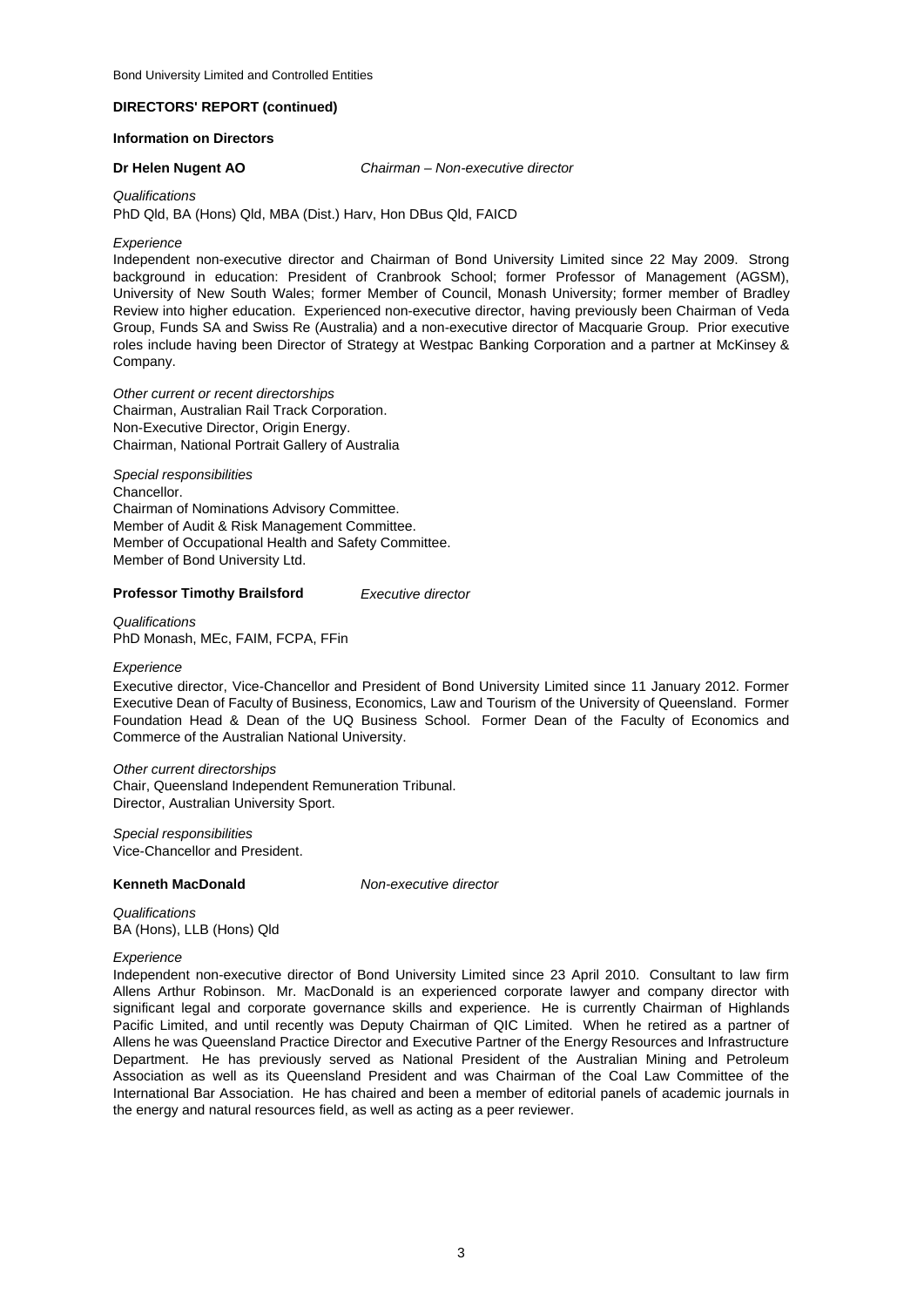## DIRECTORS' REPORT (continued)

### Information on Directors

**Dr Helen Nugent AO** *Chairman – Non-executive director*

*Qualifications*

PhD Qld, BA (Hons) Qld, MBA (Dist.) Harv, Hon DBus Qld, FAICD

*Experience*

Independent non-executive director and Chairman of Bond University Limited since 22 May 2009. Strong background in education: President of Cranbrook School; former Professor of Management (AGSM), University of New South Wales; former Member of Council, Monash University; former member of Bradley Review into higher education. Experienced non-executive director, having previously been Chairman of Veda Group, Funds SA and Swiss Re (Australia) and a non-executive director of Macquarie Group. Prior executive roles include having been Director of Strategy at Westpac Banking Corporation and a partner at McKinsey & Company.

*Other current or recent directorships*

Chairman, Australian Rail Track Corporation.
Non-Executive Director, Origin Energy.
Chairman, National Portrait Gallery of Australia

*Special responsibilities*

Chancellor.
Chairman of Nominations Advisory Committee.
Member of Audit & Risk Management Committee.
Member of Occupational Health and Safety Committee.
Member of Bond University Ltd.

**Professor Timothy Brailsford** *Executive director*

*Qualifications*

PhD Monash, MEc, FAIM, FCPA, FFin

*Experience*

Executive director, Vice-Chancellor and President of Bond University Limited since 11 January 2012. Former Executive Dean of Faculty of Business, Economics, Law and Tourism of the University of Queensland. Former Foundation Head & Dean of the UQ Business School. Former Dean of the Faculty of Economics and Commerce of the Australian National University.

*Other current directorships*

Chair, Queensland Independent Remuneration Tribunal.
Director, Australian University Sport.

*Special responsibilities*

Vice-Chancellor and President.

**Kenneth MacDonald** *Non-executive director*

*Qualifications*

BA (Hons), LLB (Hons) Qld

*Experience*

Independent non-executive director of Bond University Limited since 23 April 2010. Consultant to law firm Allens Arthur Robinson. Mr. MacDonald is an experienced corporate lawyer and company director with significant legal and corporate governance skills and experience. He is currently Chairman of Highlands Pacific Limited, and until recently was Deputy Chairman of QIC Limited. When he retired as a partner of Allens he was Queensland Practice Director and Executive Partner of the Energy Resources and Infrastructure Department. He has previously served as National President of the Australian Mining and Petroleum Association as well as its Queensland President and was Chairman of the Coal Law Committee of the International Bar Association. He has chaired and been a member of editorial panels of academic journals in the energy and natural resources field, as well as acting as a peer reviewer.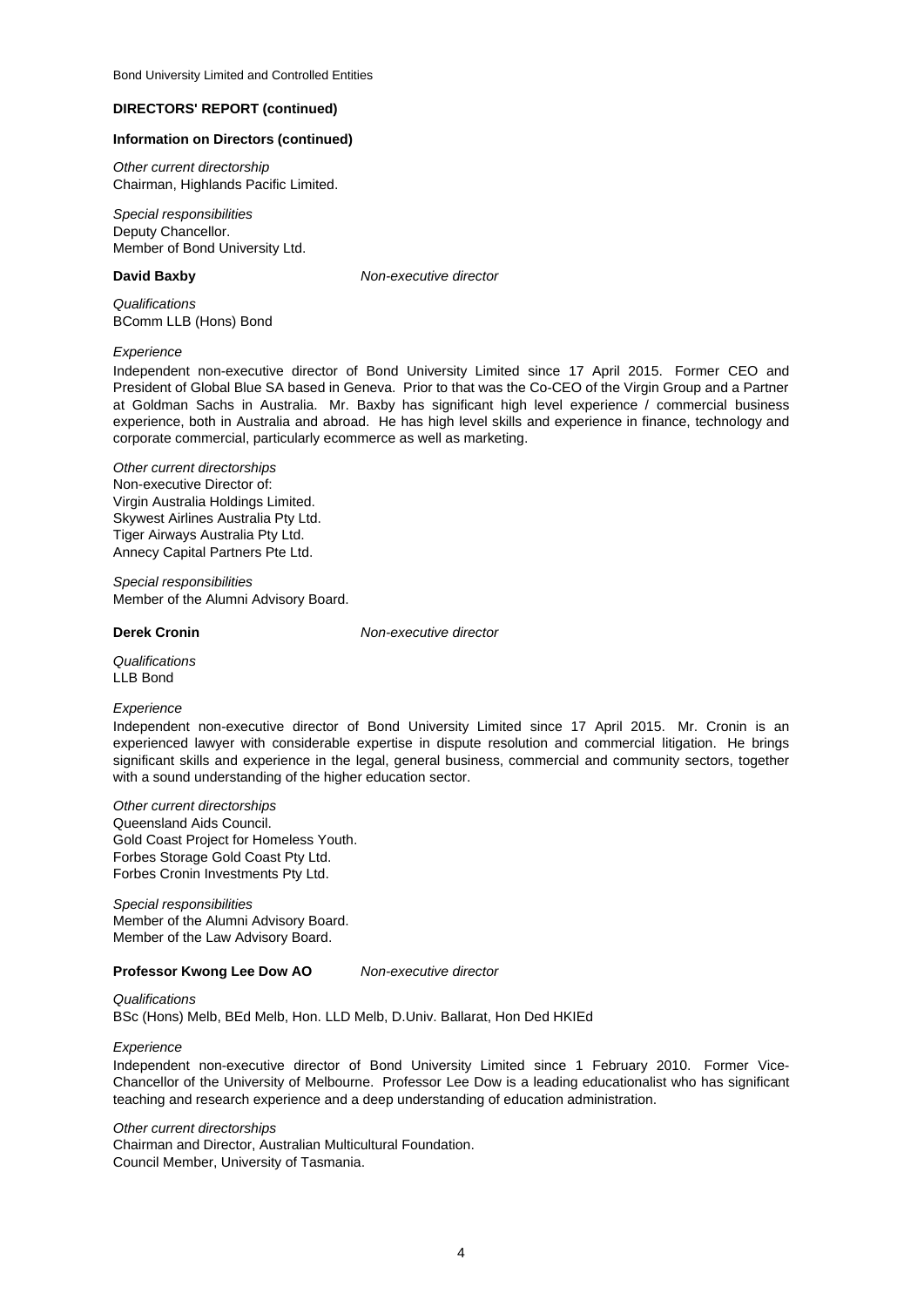**DIRECTORS' REPORT (continued)**

**Information on Directors (continued)**

*Other current directorship*
Chairman, Highlands Pacific Limited.

*Special responsibilities*
Deputy Chancellor.
Member of Bond University Ltd.

**David Baxby** *Non-executive director*

*Qualifications*
BComm LLB (Hons) Bond

*Experience*
Independent non-executive director of Bond University Limited since 17 April 2015. Former CEO and President of Global Blue SA based in Geneva. Prior to that was the Co-CEO of the Virgin Group and a Partner at Goldman Sachs in Australia. Mr. Baxby has significant high level experience / commercial business experience, both in Australia and abroad. He has high level skills and experience in finance, technology and corporate commercial, particularly ecommerce as well as marketing.

*Other current directorships*
Non-executive Director of:
Virgin Australia Holdings Limited.
Skywest Airlines Australia Pty Ltd.
Tiger Airways Australia Pty Ltd.
Annecy Capital Partners Pte Ltd.

*Special responsibilities*
Member of the Alumni Advisory Board.

**Derek Cronin** *Non-executive director*

*Qualifications*
LLB Bond

*Experience*
Independent non-executive director of Bond University Limited since 17 April 2015. Mr. Cronin is an experienced lawyer with considerable expertise in dispute resolution and commercial litigation. He brings significant skills and experience in the legal, general business, commercial and community sectors, together with a sound understanding of the higher education sector.

*Other current directorships*
Queensland Aids Council.
Gold Coast Project for Homeless Youth.
Forbes Storage Gold Coast Pty Ltd.
Forbes Cronin Investments Pty Ltd.

*Special responsibilities*
Member of the Alumni Advisory Board.
Member of the Law Advisory Board.

**Professor Kwong Lee Dow AO** *Non-executive director*

*Qualifications*
BSc (Hons) Melb, BEd Melb, Hon. LLD Melb, D.Univ. Ballarat, Hon Ded HKIEd

*Experience*
Independent non-executive director of Bond University Limited since 1 February 2010. Former Vice-Chancellor of the University of Melbourne. Professor Lee Dow is a leading educationalist who has significant teaching and research experience and a deep understanding of education administration.

*Other current directorships*
Chairman and Director, Australian Multicultural Foundation.
Council Member, University of Tasmania.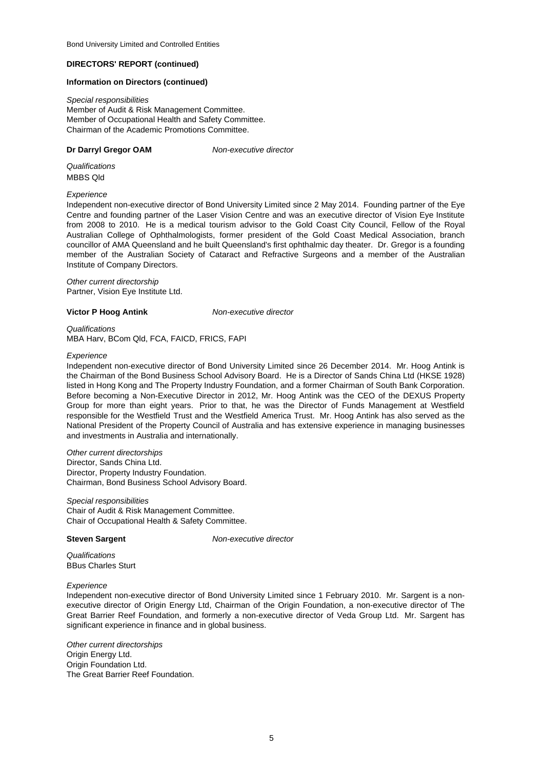## DIRECTORS' REPORT (continued)

### Information on Directors (continued)

*Special responsibilities*
Member of Audit & Risk Management Committee.
Member of Occupational Health and Safety Committee.
Chairman of the Academic Promotions Committee.

**Dr Darryl Gregor OAM** *Non-executive director*

*Qualifications*
MBBS Qld

*Experience*
Independent non-executive director of Bond University Limited since 2 May 2014. Founding partner of the Eye Centre and founding partner of the Laser Vision Centre and was an executive director of Vision Eye Institute from 2008 to 2010. He is a medical tourism advisor to the Gold Coast City Council, Fellow of the Royal Australian College of Ophthalmologists, former president of the Gold Coast Medical Association, branch councillor of AMA Queensland and he built Queensland's first ophthalmic day theater. Dr. Gregor is a founding member of the Australian Society of Cataract and Refractive Surgeons and a member of the Australian Institute of Company Directors.

*Other current directorship*
Partner, Vision Eye Institute Ltd.

**Victor P Hoog Antink** *Non-executive director*

*Qualifications*
MBA Harv, BCom Qld, FCA, FAICD, FRICS, FAPI

*Experience*
Independent non-executive director of Bond University Limited since 26 December 2014. Mr. Hoog Antink is the Chairman of the Bond Business School Advisory Board. He is a Director of Sands China Ltd (HKSE 1928) listed in Hong Kong and The Property Industry Foundation, and a former Chairman of South Bank Corporation. Before becoming a Non-Executive Director in 2012, Mr. Hoog Antink was the CEO of the DEXUS Property Group for more than eight years. Prior to that, he was the Director of Funds Management at Westfield responsible for the Westfield Trust and the Westfield America Trust. Mr. Hoog Antink has also served as the National President of the Property Council of Australia and has extensive experience in managing businesses and investments in Australia and internationally.

*Other current directorships*
Director, Sands China Ltd.
Director, Property Industry Foundation.
Chairman, Bond Business School Advisory Board.

*Special responsibilities*
Chair of Audit & Risk Management Committee.
Chair of Occupational Health & Safety Committee.

**Steven Sargent** *Non-executive director*

*Qualifications*
BBus Charles Sturt

*Experience*
Independent non-executive director of Bond University Limited since 1 February 2010. Mr. Sargent is a non-executive director of Origin Energy Ltd, Chairman of the Origin Foundation, a non-executive director of The Great Barrier Reef Foundation, and formerly a non-executive director of Veda Group Ltd. Mr. Sargent has significant experience in finance and in global business.

*Other current directorships*
Origin Energy Ltd.
Origin Foundation Ltd.
The Great Barrier Reef Foundation.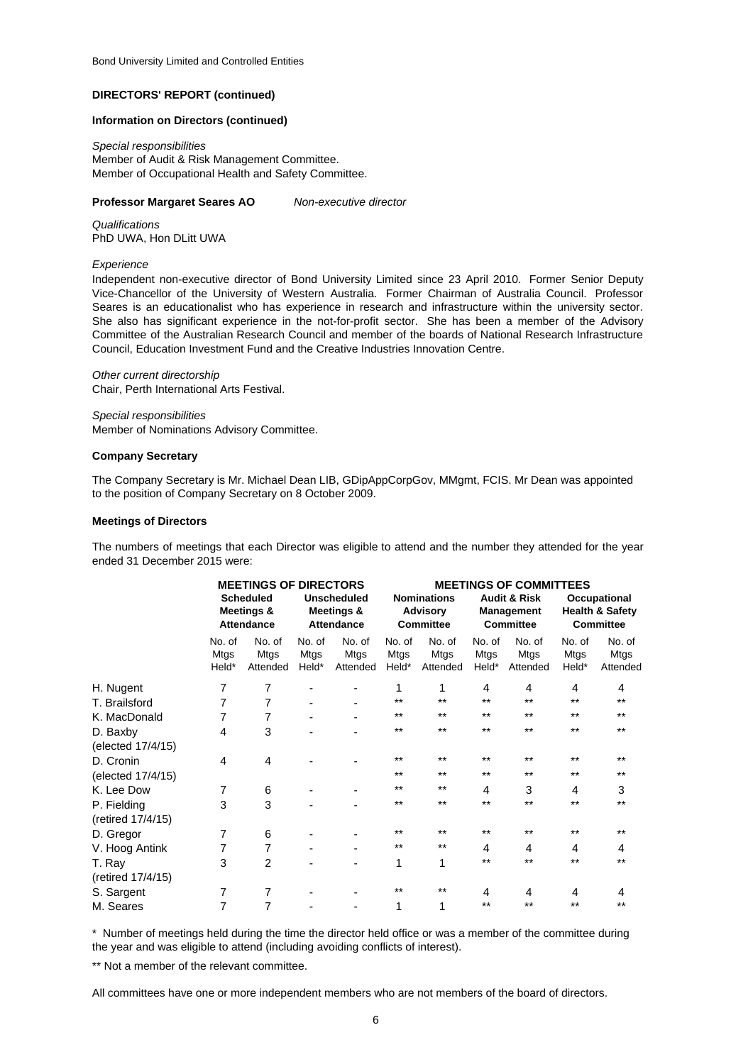### DIRECTORS' REPORT (continued)

#### Information on Directors (continued)

*Special responsibilities*
Member of Audit & Risk Management Committee.
Member of Occupational Health and Safety Committee.

**Professor Margaret Seares AO** *Non-executive director*

*Qualifications*
PhD UWA, Hon DLitt UWA

*Experience*
Independent non-executive director of Bond University Limited since 23 April 2010. Former Senior Deputy Vice-Chancellor of the University of Western Australia. Former Chairman of Australia Council. Professor Seares is an educationalist who has experience in research and infrastructure within the university sector. She also has significant experience in the not-for-profit sector. She has been a member of the Advisory Committee of the Australian Research Council and member of the boards of National Research Infrastructure Council, Education Investment Fund and the Creative Industries Innovation Centre.

*Other current directorship*
Chair, Perth International Arts Festival.

*Special responsibilities*
Member of Nominations Advisory Committee.

#### Company Secretary

The Company Secretary is Mr. Michael Dean LIB, GDipAppCorpGov, MMgmt, FCIS. Mr Dean was appointed to the position of Company Secretary on 8 October 2009.

#### Meetings of Directors

The numbers of meetings that each Director was eligible to attend and the number they attended for the year ended 31 December 2015 were:

| | MEETINGS OF DIRECTORS | | | | MEETINGS OF COMMITTEES | | | | | |
|---|---|---|---|---|---|---|---|---|---|---|
| | Scheduled Meetings & Attendance | | Unscheduled Meetings & Attendance | | Nominations Advisory Committee | | Audit & Risk Management Committee | | Occupational Health & Safety Committee | |
| | No. of Mtgs Held* | No. of Mtgs Attended | No. of Mtgs Held* | No. of Mtgs Attended | No. of Mtgs Held* | No. of Mtgs Attended | No. of Mtgs Held* | No. of Mtgs Attended | No. of Mtgs Held* | No. of Mtgs Attended |
| H. Nugent | 7 | 7 | - | - | 1 | 1 | 4 | 4 | 4 | 4 |
| T. Brailsford | 7 | 7 | - | - | ** | ** | ** | ** | ** | ** |
| K. MacDonald | 7 | 7 | - | - | ** | ** | ** | ** | ** | ** |
| D. Baxby (elected 17/4/15) | 4 | 3 | - | - | ** | ** | ** | ** | ** | ** |
| D. Cronin (elected 17/4/15) | 4 | 4 | - | - | ** | ** | ** | ** | ** | ** |
| K. Lee Dow | 7 | 6 | - | - | ** | ** | 4 | 3 | 4 | 3 |
| P. Fielding (retired 17/4/15) | 3 | 3 | - | - | ** | ** | ** | ** | ** | ** |
| D. Gregor | 7 | 6 | - | - | ** | ** | ** | ** | ** | ** |
| V. Hoog Antink | 7 | 7 | - | - | ** | ** | 4 | 4 | 4 | 4 |
| T. Ray (retired 17/4/15) | 3 | 2 | - | - | 1 | 1 | ** | ** | ** | ** |
| S. Sargent | 7 | 7 | - | - | ** | ** | 4 | 4 | 4 | 4 |
| M. Seares | 7 | 7 | - | - | 1 | 1 | ** | ** | ** | ** |

\* Number of meetings held during the time the director held office or was a member of the committee during the year and was eligible to attend (including avoiding conflicts of interest).

** Not a member of the relevant committee.

All committees have one or more independent members who are not members of the board of directors.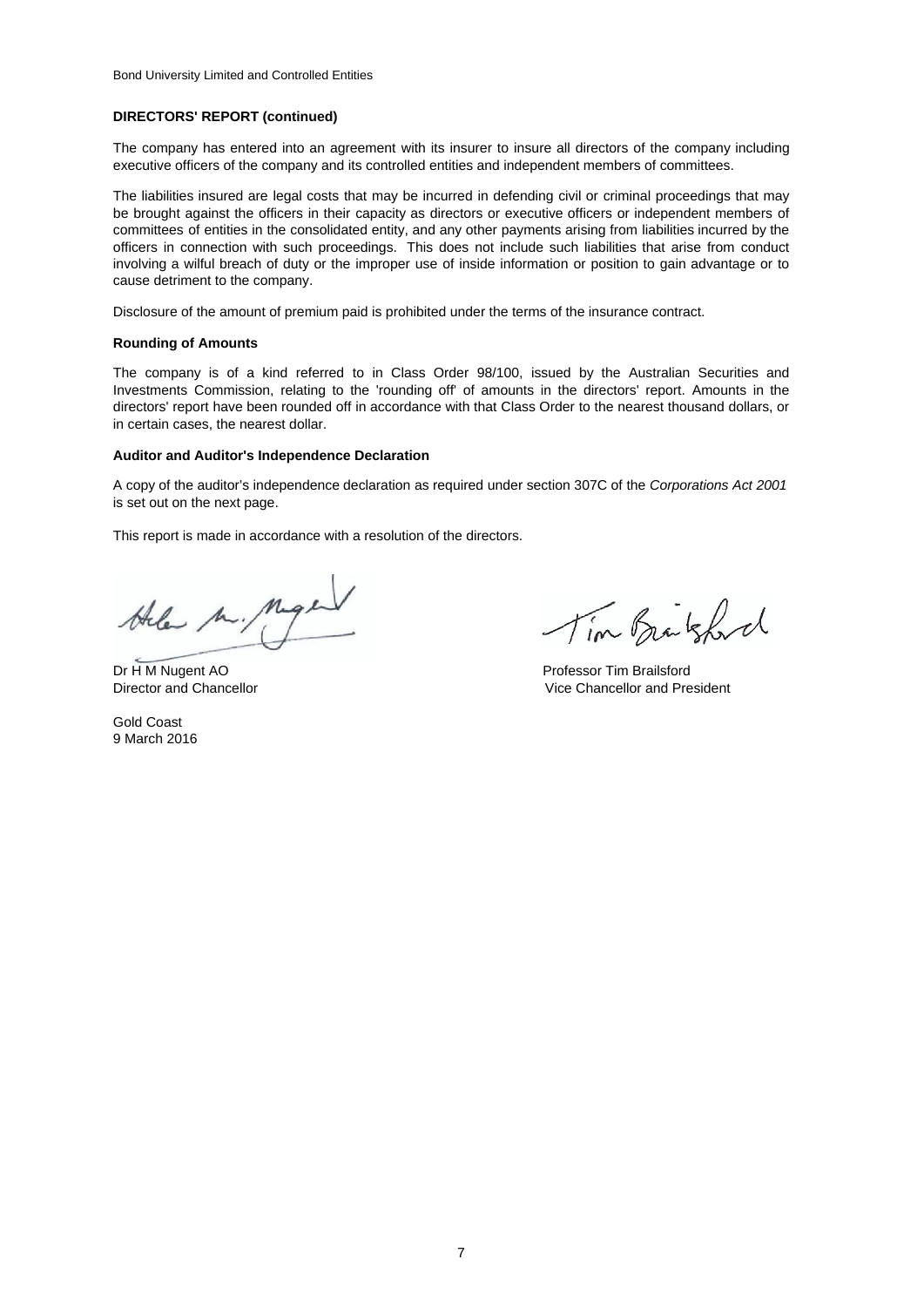**DIRECTORS' REPORT (continued)**

The company has entered into an agreement with its insurer to insure all directors of the company including executive officers of the company and its controlled entities and independent members of committees.

The liabilities insured are legal costs that may be incurred in defending civil or criminal proceedings that may be brought against the officers in their capacity as directors or executive officers or independent members of committees of entities in the consolidated entity, and any other payments arising from liabilities incurred by the officers in connection with such proceedings. This does not include such liabilities that arise from conduct involving a wilful breach of duty or the improper use of inside information or position to gain advantage or to cause detriment to the company.

Disclosure of the amount of premium paid is prohibited under the terms of the insurance contract.

**Rounding of Amounts**

The company is of a kind referred to in Class Order 98/100, issued by the Australian Securities and Investments Commission, relating to the 'rounding off' of amounts in the directors' report. Amounts in the directors' report have been rounded off in accordance with that Class Order to the nearest thousand dollars, or in certain cases, the nearest dollar.

**Auditor and Auditor's Independence Declaration**

A copy of the auditor's independence declaration as required under section 307C of the *Corporations Act 2001* is set out on the next page.

This report is made in accordance with a resolution of the directors.

Dr H M Nugent AO
Director and Chancellor

Professor Tim Brailsford
Vice Chancellor and President

Gold Coast
9 March 2016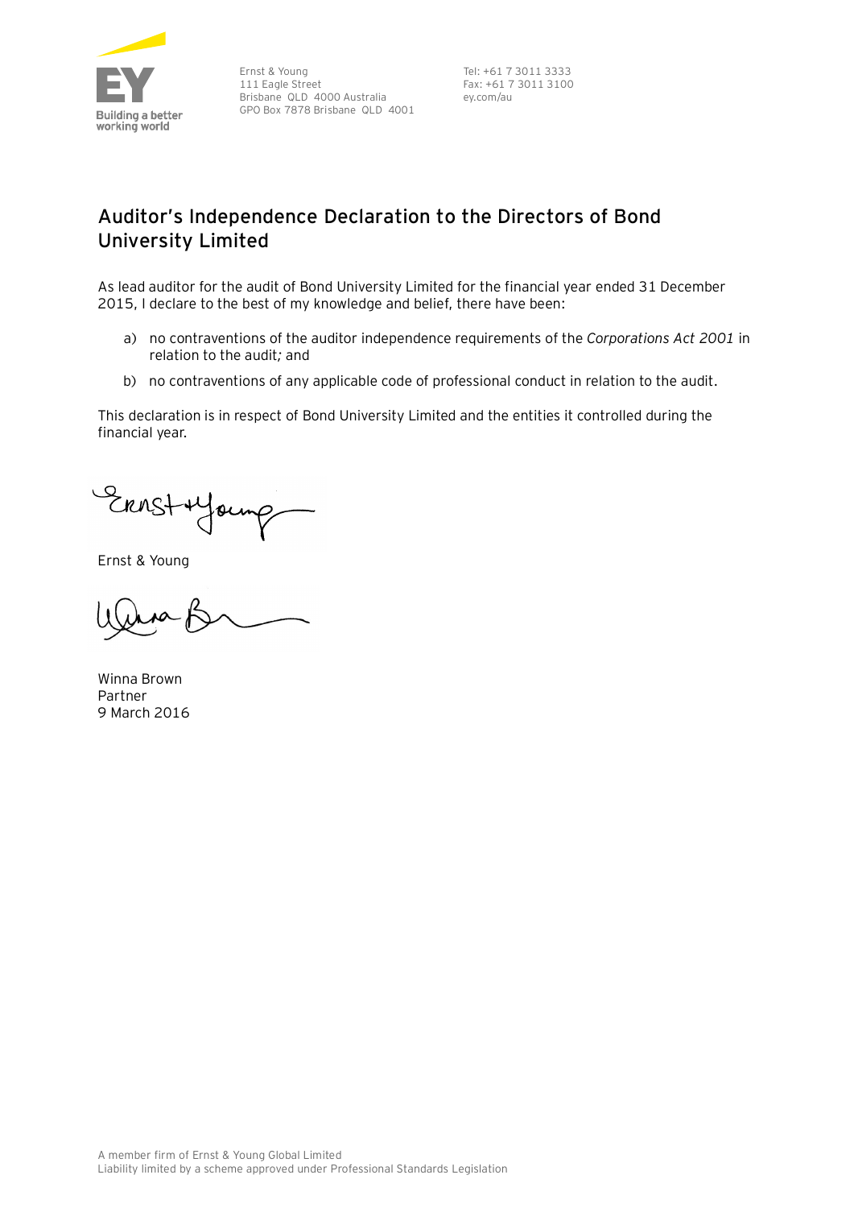Ernst & Young
111 Eagle Street
Brisbane QLD 4000 Australia
GPO Box 7878 Brisbane QLD 4001

Tel: +61 7 3011 3333
Fax: +61 7 3011 3100
ey.com/au

## Auditor's Independence Declaration to the Directors of Bond University Limited

As lead auditor for the audit of Bond University Limited for the financial year ended 31 December 2015, I declare to the best of my knowledge and belief, there have been:

a) no contraventions of the auditor independence requirements of the *Corporations Act 2001* in relation to the audit*;* and

b) no contraventions of any applicable code of professional conduct in relation to the audit.

This declaration is in respect of Bond University Limited and the entities it controlled during the financial year.

Ernst & Young

Winna Brown
Partner
9 March 2016

A member firm of Ernst & Young Global Limited
Liability limited by a scheme approved under Professional Standards Legislation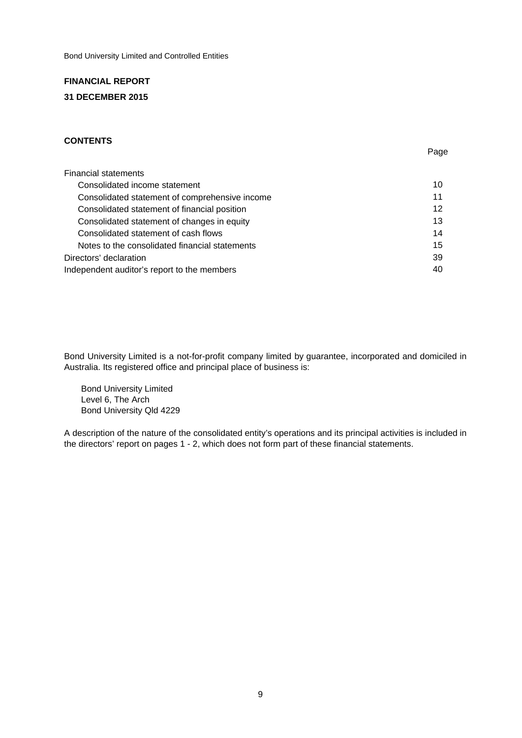Bond University Limited and Controlled Entities

**FINANCIAL REPORT**

**31 DECEMBER 2015**

**CONTENTS**

| | Page |
|---|---|
| Financial statements | |
| Consolidated income statement | 10 |
| Consolidated statement of comprehensive income | 11 |
| Consolidated statement of financial position | 12 |
| Consolidated statement of changes in equity | 13 |
| Consolidated statement of cash flows | 14 |
| Notes to the consolidated financial statements | 15 |
| Directors' declaration | 39 |
| Independent auditor's report to the members | 40 |

Bond University Limited is a not-for-profit company limited by guarantee, incorporated and domiciled in Australia. Its registered office and principal place of business is:

Bond University Limited  
Level 6, The Arch  
Bond University Qld 4229

A description of the nature of the consolidated entity's operations and its principal activities is included in the directors' report on pages 1 - 2, which does not form part of these financial statements.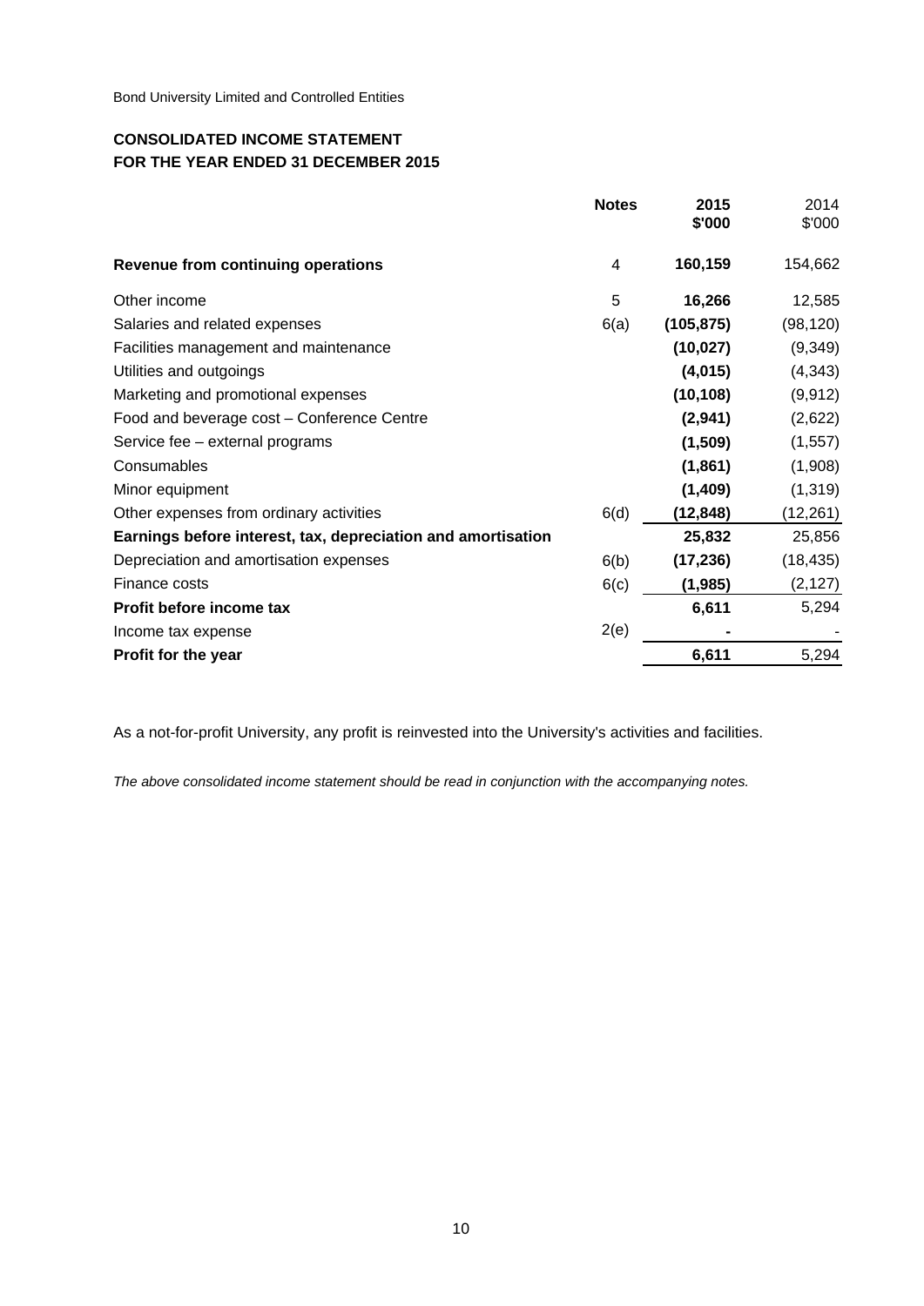Bond University Limited and Controlled Entities

## CONSOLIDATED INCOME STATEMENT
## FOR THE YEAR ENDED 31 DECEMBER 2015

| | Notes | 2015 $'000 | 2014 $'000 |
|---|---|---|---|
| **Revenue from continuing operations** | 4 | **160,159** | 154,662 |
| Other income | 5 | **16,266** | 12,585 |
| Salaries and related expenses | 6(a) | **(105,875)** | (98,120) |
| Facilities management and maintenance | | **(10,027)** | (9,349) |
| Utilities and outgoings | | **(4,015)** | (4,343) |
| Marketing and promotional expenses | | **(10,108)** | (9,912) |
| Food and beverage cost – Conference Centre | | **(2,941)** | (2,622) |
| Service fee – external programs | | **(1,509)** | (1,557) |
| Consumables | | **(1,861)** | (1,908) |
| Minor equipment | | **(1,409)** | (1,319) |
| Other expenses from ordinary activities | 6(d) | **(12,848)** | (12,261) |
| **Earnings before interest, tax, depreciation and amortisation** | | **25,832** | 25,856 |
| Depreciation and amortisation expenses | 6(b) | **(17,236)** | (18,435) |
| Finance costs | 6(c) | **(1,985)** | (2,127) |
| **Profit before income tax** | | **6,611** | 5,294 |
| Income tax expense | 2(e) | **-** | - |
| **Profit for the year** | | **6,611** | 5,294 |

As a not-for-profit University, any profit is reinvested into the University's activities and facilities.

*The above consolidated income statement should be read in conjunction with the accompanying notes.*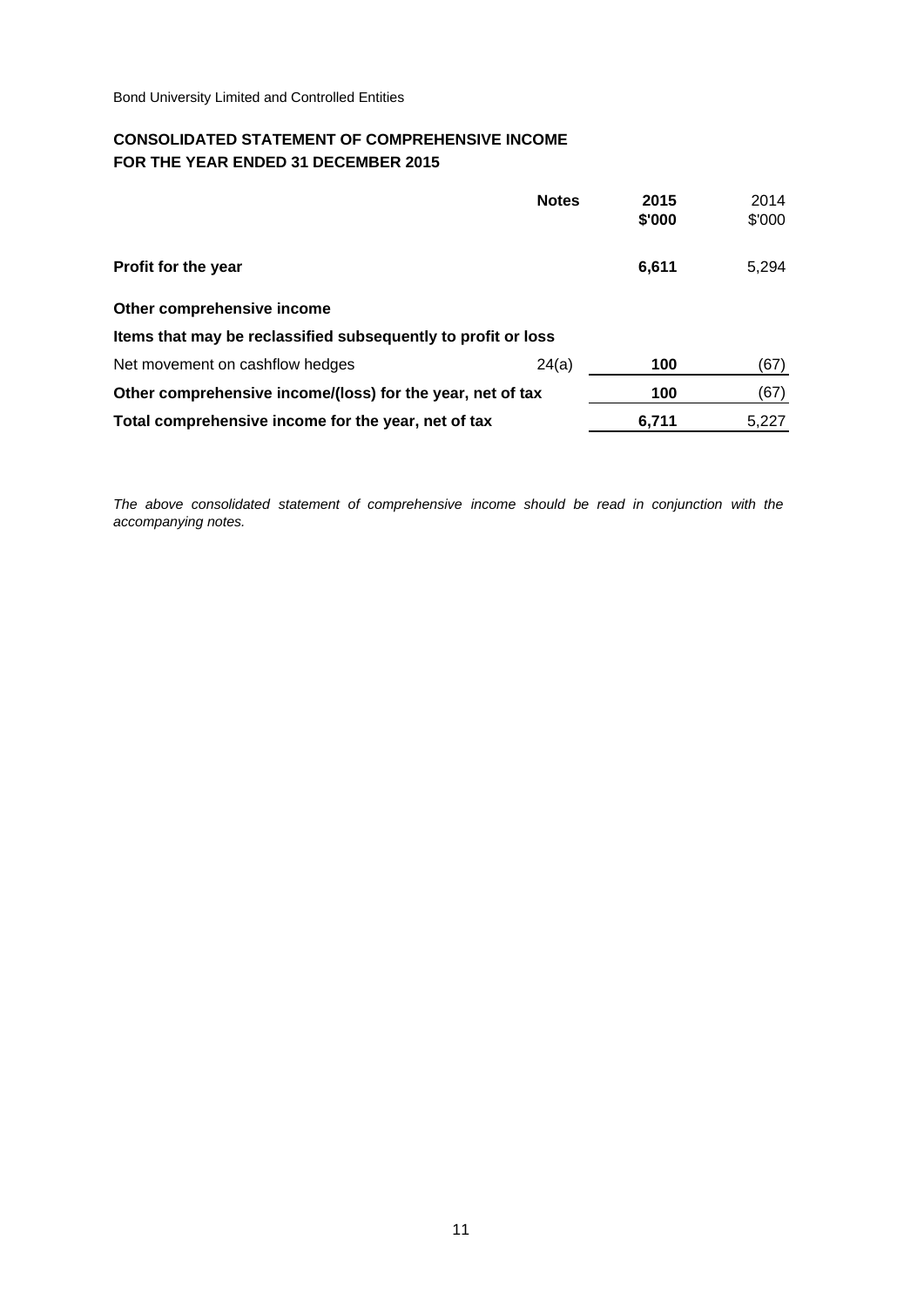Bond University Limited and Controlled Entities

## CONSOLIDATED STATEMENT OF COMPREHENSIVE INCOME
## FOR THE YEAR ENDED 31 DECEMBER 2015

| | **Notes** | **2015 \$'000** | 2014 \$'000 |
|---|---|---|---|
| **Profit for the year** | | **6,611** | 5,294 |
| **Other comprehensive income** | | | |
| **Items that may be reclassified subsequently to profit or loss** | | | |
| Net movement on cashflow hedges | 24(a) | **100** | (67) |
| **Other comprehensive income/(loss) for the year, net of tax** | | **100** | (67) |
| **Total comprehensive income for the year, net of tax** | | **6,711** | 5,227 |

*The above consolidated statement of comprehensive income should be read in conjunction with the accompanying notes.*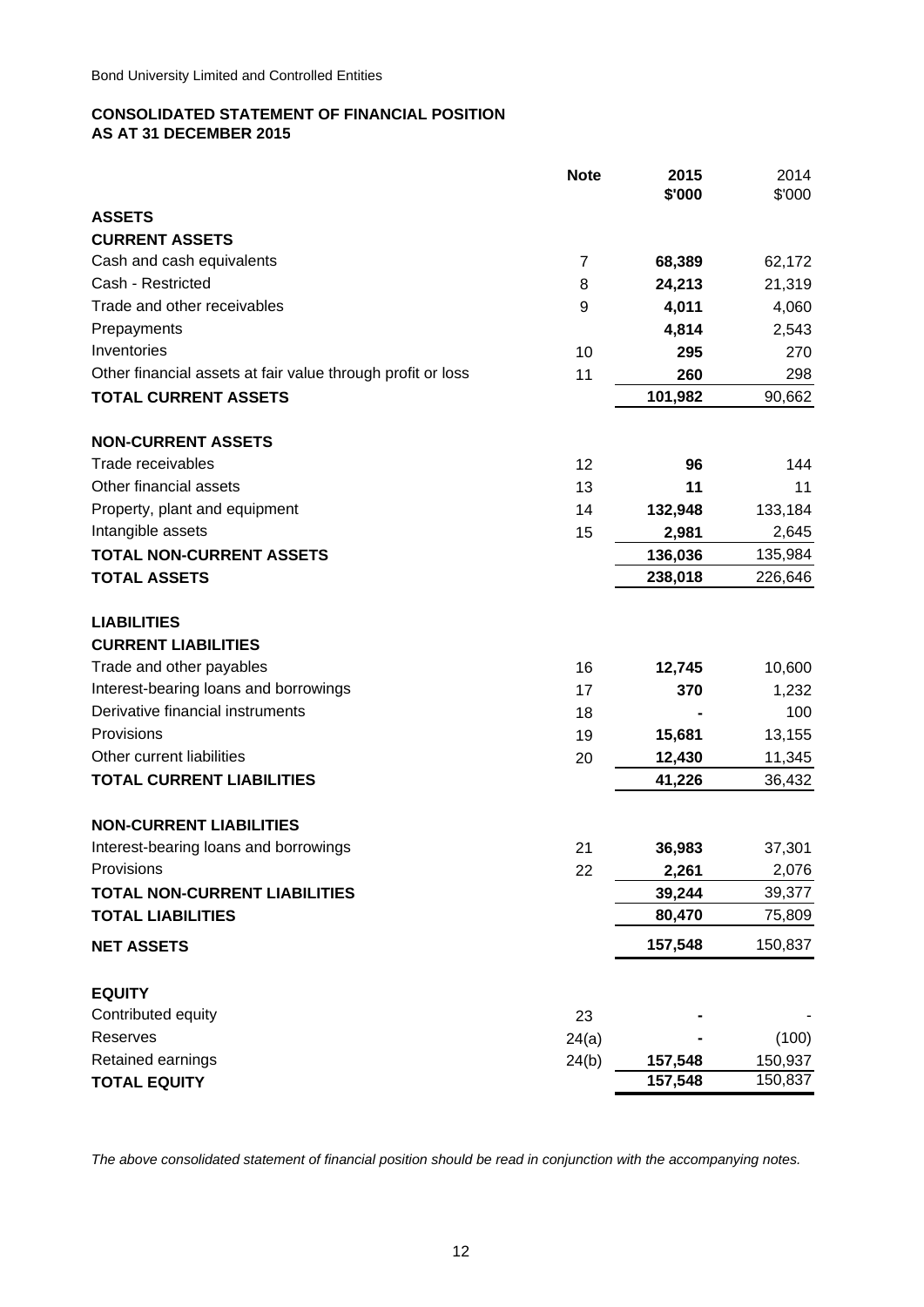Bond University Limited and Controlled Entities

## CONSOLIDATED STATEMENT OF FINANCIAL POSITION
## AS AT 31 DECEMBER 2015

| | Note | 2015 $'000 | 2014 $'000 |
|---|---|---|---|
| **ASSETS** | | | |
| **CURRENT ASSETS** | | | |
| Cash and cash equivalents | 7 | **68,389** | 62,172 |
| Cash - Restricted | 8 | **24,213** | 21,319 |
| Trade and other receivables | 9 | **4,011** | 4,060 |
| Prepayments | | **4,814** | 2,543 |
| Inventories | 10 | **295** | 270 |
| Other financial assets at fair value through profit or loss | 11 | **260** | 298 |
| **TOTAL CURRENT ASSETS** | | **101,982** | 90,662 |
| | | | |
| **NON-CURRENT ASSETS** | | | |
| Trade receivables | 12 | **96** | 144 |
| Other financial assets | 13 | **11** | 11 |
| Property, plant and equipment | 14 | **132,948** | 133,184 |
| Intangible assets | 15 | **2,981** | 2,645 |
| **TOTAL NON-CURRENT ASSETS** | | **136,036** | 135,984 |
| **TOTAL ASSETS** | | **238,018** | 226,646 |
| | | | |
| **LIABILITIES** | | | |
| **CURRENT LIABILITIES** | | | |
| Trade and other payables | 16 | **12,745** | 10,600 |
| Interest-bearing loans and borrowings | 17 | **370** | 1,232 |
| Derivative financial instruments | 18 | **-** | 100 |
| Provisions | 19 | **15,681** | 13,155 |
| Other current liabilities | 20 | **12,430** | 11,345 |
| **TOTAL CURRENT LIABILITIES** | | **41,226** | 36,432 |
| | | | |
| **NON-CURRENT LIABILITIES** | | | |
| Interest-bearing loans and borrowings | 21 | **36,983** | 37,301 |
| Provisions | 22 | **2,261** | 2,076 |
| **TOTAL NON-CURRENT LIABILITIES** | | **39,244** | 39,377 |
| **TOTAL LIABILITIES** | | **80,470** | 75,809 |
| | | | |
| **NET ASSETS** | | **157,548** | 150,837 |
| | | | |
| **EQUITY** | | | |
| Contributed equity | 23 | **-** | - |
| Reserves | 24(a) | **-** | (100) |
| Retained earnings | 24(b) | **157,548** | 150,937 |
| **TOTAL EQUITY** | | **157,548** | 150,837 |

*The above consolidated statement of financial position should be read in conjunction with the accompanying notes.*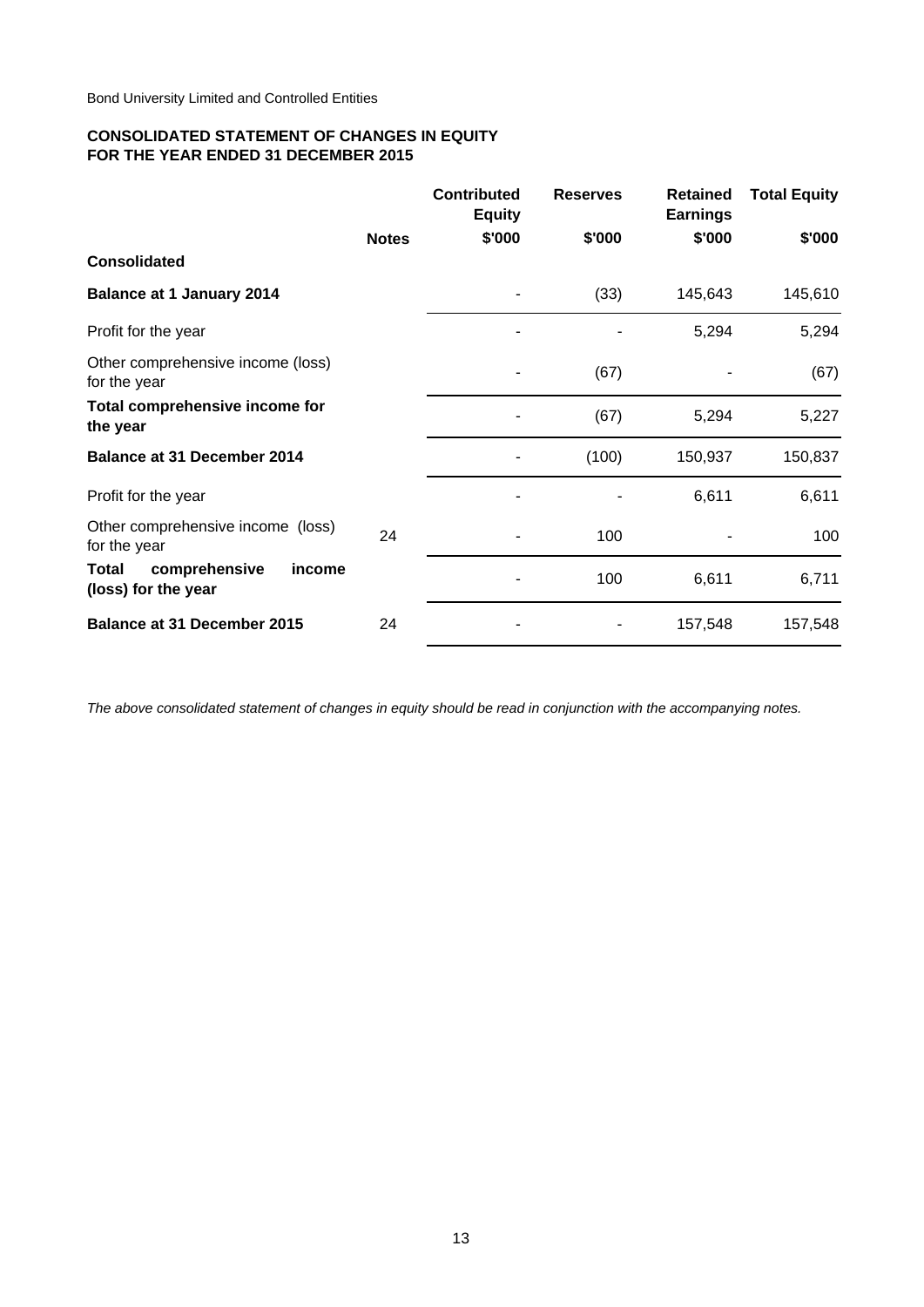Bond University Limited and Controlled Entities

**CONSOLIDATED STATEMENT OF CHANGES IN EQUITY**
**FOR THE YEAR ENDED 31 DECEMBER 2015**

| | Notes | Contributed Equity $'000 | Reserves $'000 | Retained Earnings $'000 | Total Equity $'000 |
|---|---|---|---|---|---|
| **Consolidated** | | | | | |
| **Balance at 1 January 2014** | | - | (33) | 145,643 | 145,610 |
| Profit for the year | | - | - | 5,294 | 5,294 |
| Other comprehensive income (loss) for the year | | - | (67) | - | (67) |
| **Total comprehensive income for the year** | | - | (67) | 5,294 | 5,227 |
| **Balance at 31 December 2014** | | - | (100) | 150,937 | 150,837 |
| Profit for the year | | - | - | 6,611 | 6,611 |
| Other comprehensive income (loss) for the year | 24 | - | 100 | - | 100 |
| **Total comprehensive income (loss) for the year** | | - | 100 | 6,611 | 6,711 |
| **Balance at 31 December 2015** | 24 | - | - | 157,548 | 157,548 |

*The above consolidated statement of changes in equity should be read in conjunction with the accompanying notes.*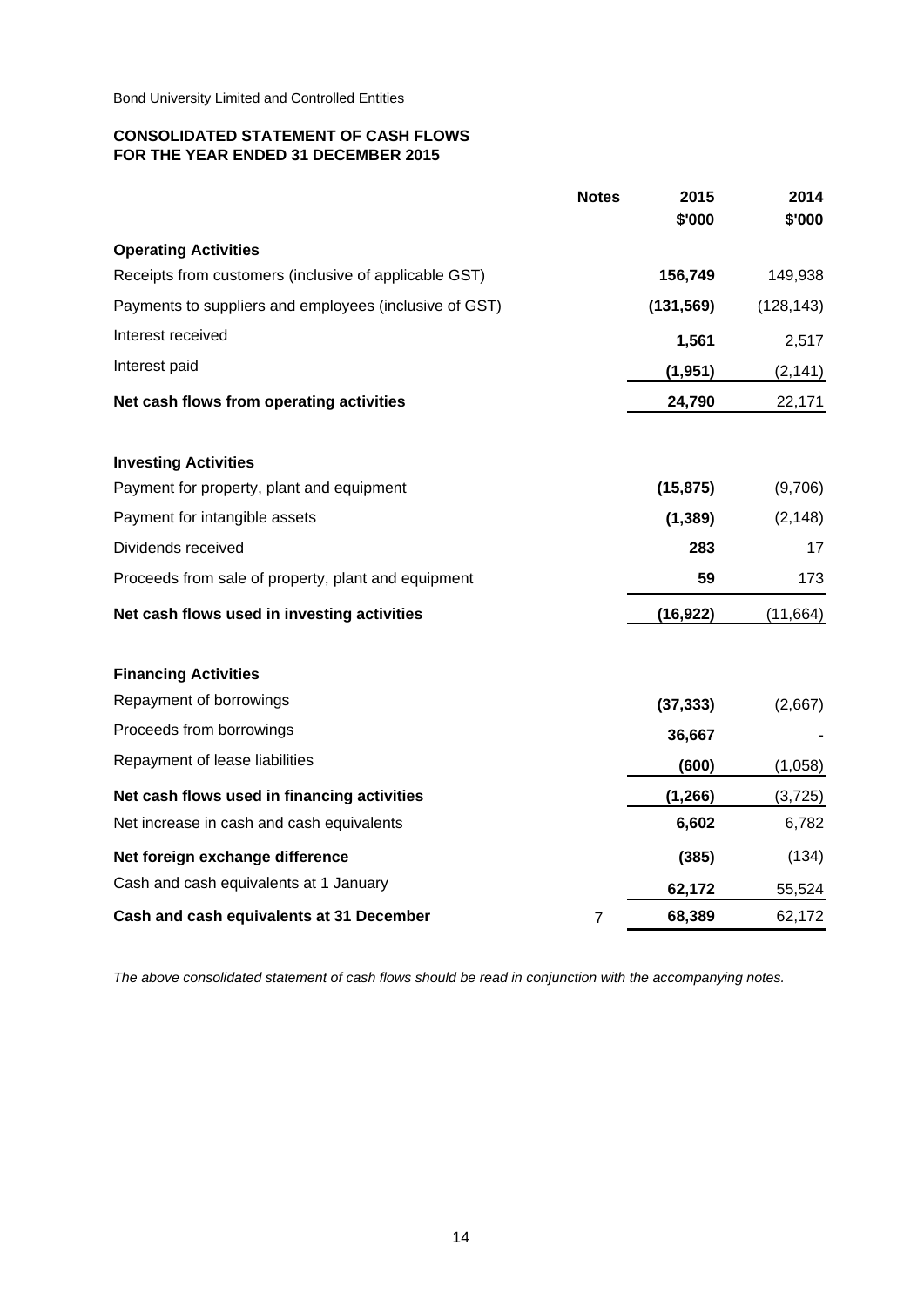Bond University Limited and Controlled Entities

**CONSOLIDATED STATEMENT OF CASH FLOWS**
**FOR THE YEAR ENDED 31 DECEMBER 2015**

| | Notes | 2015 $'000 | 2014 $'000 |
|---|---|---|---|
| **Operating Activities** | | | |
| Receipts from customers (inclusive of applicable GST) | | **156,749** | 149,938 |
| Payments to suppliers and employees (inclusive of GST) | | **(131,569)** | (128,143) |
| Interest received | | **1,561** | 2,517 |
| Interest paid | | **(1,951)** | (2,141) |
| **Net cash flows from operating activities** | | **24,790** | 22,171 |
| | | | |
| **Investing Activities** | | | |
| Payment for property, plant and equipment | | **(15,875)** | (9,706) |
| Payment for intangible assets | | **(1,389)** | (2,148) |
| Dividends received | | **283** | 17 |
| Proceeds from sale of property, plant and equipment | | **59** | 173 |
| **Net cash flows used in investing activities** | | **(16,922)** | (11,664) |
| | | | |
| **Financing Activities** | | | |
| Repayment of borrowings | | **(37,333)** | (2,667) |
| Proceeds from borrowings | | **36,667** | - |
| Repayment of lease liabilities | | **(600)** | (1,058) |
| **Net cash flows used in financing activities** | | **(1,266)** | (3,725) |
| Net increase in cash and cash equivalents | | **6,602** | 6,782 |
| **Net foreign exchange difference** | | **(385)** | (134) |
| Cash and cash equivalents at 1 January | | **62,172** | 55,524 |
| **Cash and cash equivalents at 31 December** | 7 | **68,389** | 62,172 |

*The above consolidated statement of cash flows should be read in conjunction with the accompanying notes.*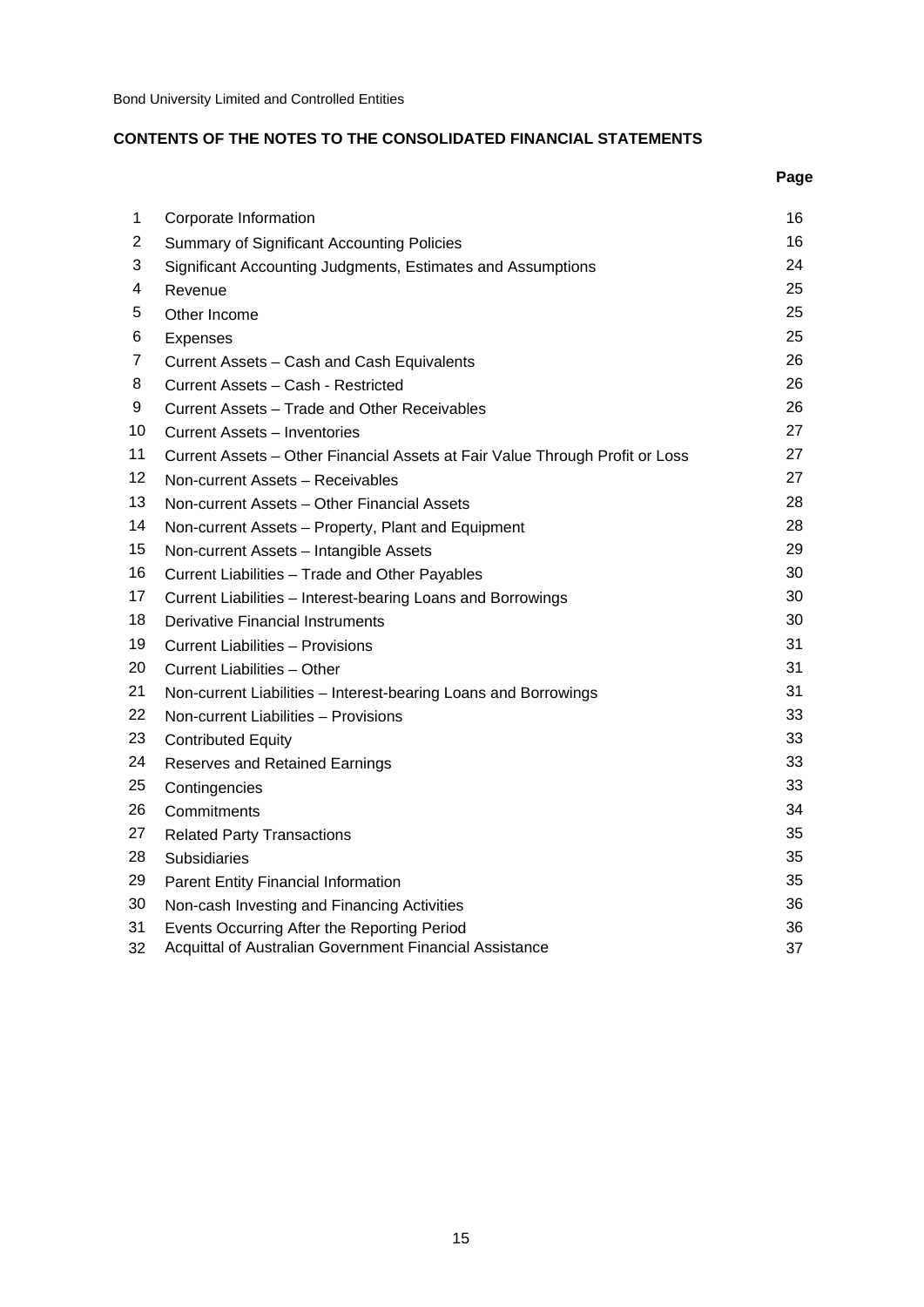Bond University Limited and Controlled Entities

## CONTENTS OF THE NOTES TO THE CONSOLIDATED FINANCIAL STATEMENTS

| | | Page |
|---|---|---|
| 1 | Corporate Information | 16 |
| 2 | Summary of Significant Accounting Policies | 16 |
| 3 | Significant Accounting Judgments, Estimates and Assumptions | 24 |
| 4 | Revenue | 25 |
| 5 | Other Income | 25 |
| 6 | Expenses | 25 |
| 7 | Current Assets – Cash and Cash Equivalents | 26 |
| 8 | Current Assets – Cash - Restricted | 26 |
| 9 | Current Assets – Trade and Other Receivables | 26 |
| 10 | Current Assets – Inventories | 27 |
| 11 | Current Assets – Other Financial Assets at Fair Value Through Profit or Loss | 27 |
| 12 | Non-current Assets – Receivables | 27 |
| 13 | Non-current Assets – Other Financial Assets | 28 |
| 14 | Non-current Assets – Property, Plant and Equipment | 28 |
| 15 | Non-current Assets – Intangible Assets | 29 |
| 16 | Current Liabilities – Trade and Other Payables | 30 |
| 17 | Current Liabilities – Interest-bearing Loans and Borrowings | 30 |
| 18 | Derivative Financial Instruments | 30 |
| 19 | Current Liabilities – Provisions | 31 |
| 20 | Current Liabilities – Other | 31 |
| 21 | Non-current Liabilities – Interest-bearing Loans and Borrowings | 31 |
| 22 | Non-current Liabilities – Provisions | 33 |
| 23 | Contributed Equity | 33 |
| 24 | Reserves and Retained Earnings | 33 |
| 25 | Contingencies | 33 |
| 26 | Commitments | 34 |
| 27 | Related Party Transactions | 35 |
| 28 | Subsidiaries | 35 |
| 29 | Parent Entity Financial Information | 35 |
| 30 | Non-cash Investing and Financing Activities | 36 |
| 31 | Events Occurring After the Reporting Period | 36 |
| 32 | Acquittal of Australian Government Financial Assistance | 37 |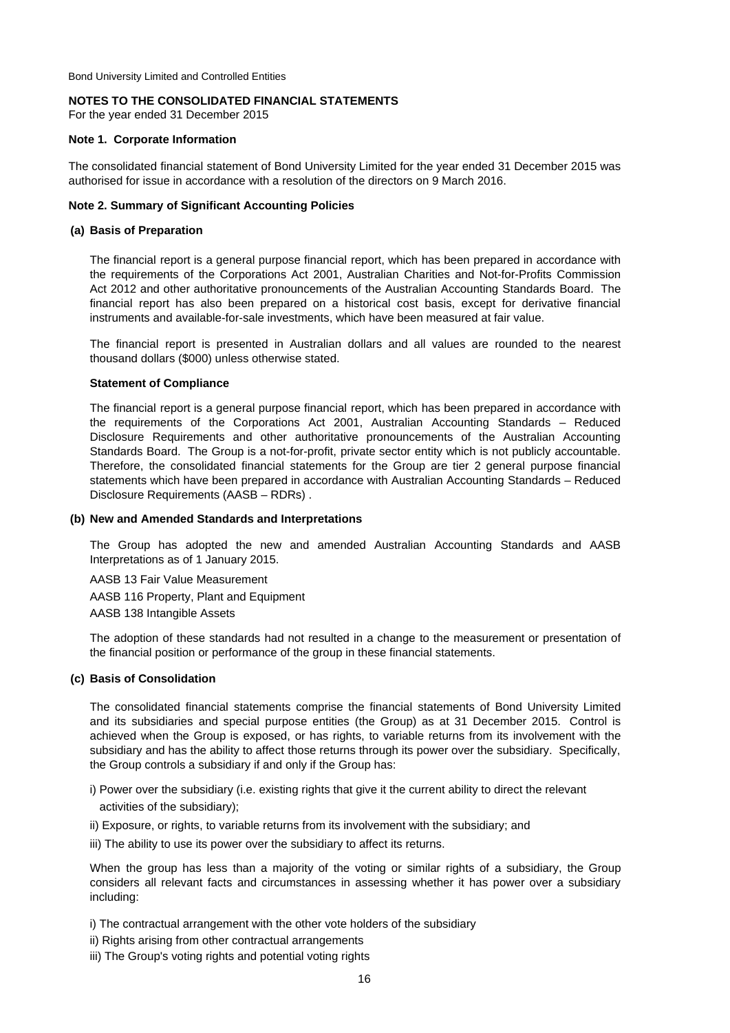Bond University Limited and Controlled Entities

**NOTES TO THE CONSOLIDATED FINANCIAL STATEMENTS**
For the year ended 31 December 2015

**Note 1. Corporate Information**

The consolidated financial statement of Bond University Limited for the year ended 31 December 2015 was authorised for issue in accordance with a resolution of the directors on 9 March 2016.

**Note 2. Summary of Significant Accounting Policies**

**(a) Basis of Preparation**

The financial report is a general purpose financial report, which has been prepared in accordance with the requirements of the Corporations Act 2001, Australian Charities and Not-for-Profits Commission Act 2012 and other authoritative pronouncements of the Australian Accounting Standards Board. The financial report has also been prepared on a historical cost basis, except for derivative financial instruments and available-for-sale investments, which have been measured at fair value.

The financial report is presented in Australian dollars and all values are rounded to the nearest thousand dollars ($000) unless otherwise stated.

**Statement of Compliance**

The financial report is a general purpose financial report, which has been prepared in accordance with the requirements of the Corporations Act 2001, Australian Accounting Standards – Reduced Disclosure Requirements and other authoritative pronouncements of the Australian Accounting Standards Board. The Group is a not-for-profit, private sector entity which is not publicly accountable. Therefore, the consolidated financial statements for the Group are tier 2 general purpose financial statements which have been prepared in accordance with Australian Accounting Standards – Reduced Disclosure Requirements (AASB – RDRs) .

**(b) New and Amended Standards and Interpretations**

The Group has adopted the new and amended Australian Accounting Standards and AASB Interpretations as of 1 January 2015.

AASB 13 Fair Value Measurement

AASB 116 Property, Plant and Equipment

AASB 138 Intangible Assets

The adoption of these standards had not resulted in a change to the measurement or presentation of the financial position or performance of the group in these financial statements.

**(c) Basis of Consolidation**

The consolidated financial statements comprise the financial statements of Bond University Limited and its subsidiaries and special purpose entities (the Group) as at 31 December 2015. Control is achieved when the Group is exposed, or has rights, to variable returns from its involvement with the subsidiary and has the ability to affect those returns through its power over the subsidiary. Specifically, the Group controls a subsidiary if and only if the Group has:

i) Power over the subsidiary (i.e. existing rights that give it the current ability to direct the relevant activities of the subsidiary);

ii) Exposure, or rights, to variable returns from its involvement with the subsidiary; and

iii) The ability to use its power over the subsidiary to affect its returns.

When the group has less than a majority of the voting or similar rights of a subsidiary, the Group considers all relevant facts and circumstances in assessing whether it has power over a subsidiary including:

i) The contractual arrangement with the other vote holders of the subsidiary

ii) Rights arising from other contractual arrangements

iii) The Group's voting rights and potential voting rights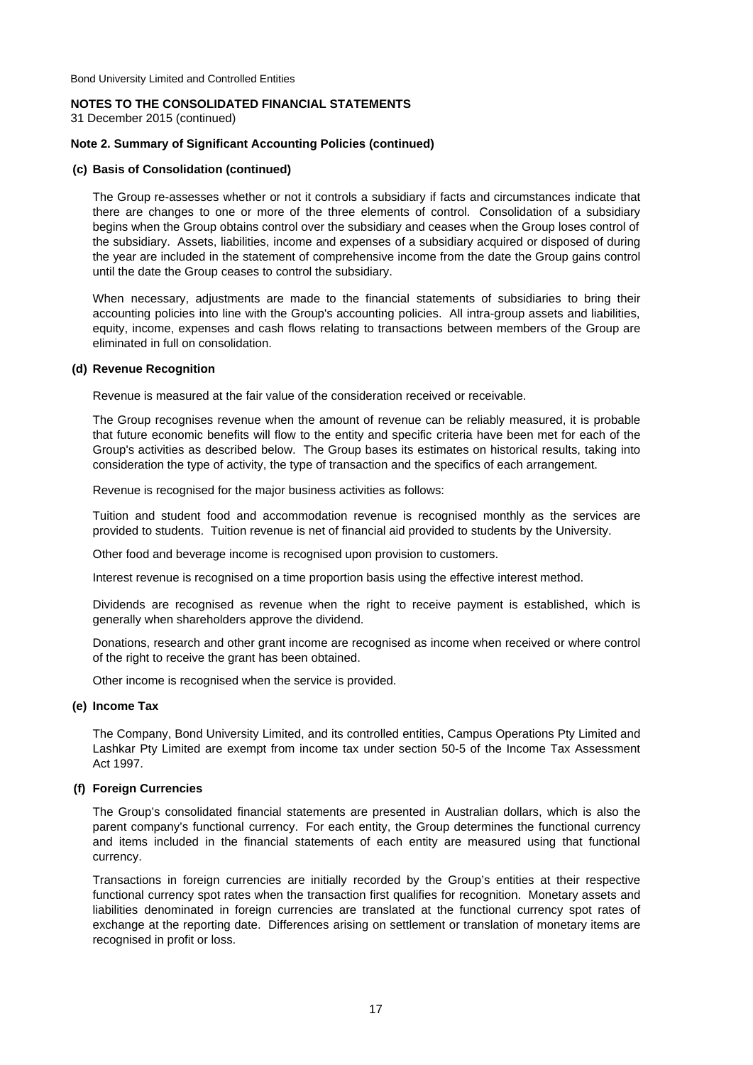Bond University Limited and Controlled Entities

**NOTES TO THE CONSOLIDATED FINANCIAL STATEMENTS**
31 December 2015 (continued)

**Note 2. Summary of Significant Accounting Policies (continued)**

**(c) Basis of Consolidation (continued)**

The Group re-assesses whether or not it controls a subsidiary if facts and circumstances indicate that there are changes to one or more of the three elements of control. Consolidation of a subsidiary begins when the Group obtains control over the subsidiary and ceases when the Group loses control of the subsidiary. Assets, liabilities, income and expenses of a subsidiary acquired or disposed of during the year are included in the statement of comprehensive income from the date the Group gains control until the date the Group ceases to control the subsidiary.

When necessary, adjustments are made to the financial statements of subsidiaries to bring their accounting policies into line with the Group's accounting policies. All intra-group assets and liabilities, equity, income, expenses and cash flows relating to transactions between members of the Group are eliminated in full on consolidation.

**(d) Revenue Recognition**

Revenue is measured at the fair value of the consideration received or receivable.

The Group recognises revenue when the amount of revenue can be reliably measured, it is probable that future economic benefits will flow to the entity and specific criteria have been met for each of the Group's activities as described below. The Group bases its estimates on historical results, taking into consideration the type of activity, the type of transaction and the specifics of each arrangement.

Revenue is recognised for the major business activities as follows:

Tuition and student food and accommodation revenue is recognised monthly as the services are provided to students. Tuition revenue is net of financial aid provided to students by the University.

Other food and beverage income is recognised upon provision to customers.

Interest revenue is recognised on a time proportion basis using the effective interest method.

Dividends are recognised as revenue when the right to receive payment is established, which is generally when shareholders approve the dividend.

Donations, research and other grant income are recognised as income when received or where control of the right to receive the grant has been obtained.

Other income is recognised when the service is provided.

**(e) Income Tax**

The Company, Bond University Limited, and its controlled entities, Campus Operations Pty Limited and Lashkar Pty Limited are exempt from income tax under section 50-5 of the Income Tax Assessment Act 1997.

**(f) Foreign Currencies**

The Group's consolidated financial statements are presented in Australian dollars, which is also the parent company's functional currency. For each entity, the Group determines the functional currency and items included in the financial statements of each entity are measured using that functional currency.

Transactions in foreign currencies are initially recorded by the Group's entities at their respective functional currency spot rates when the transaction first qualifies for recognition. Monetary assets and liabilities denominated in foreign currencies are translated at the functional currency spot rates of exchange at the reporting date. Differences arising on settlement or translation of monetary items are recognised in profit or loss.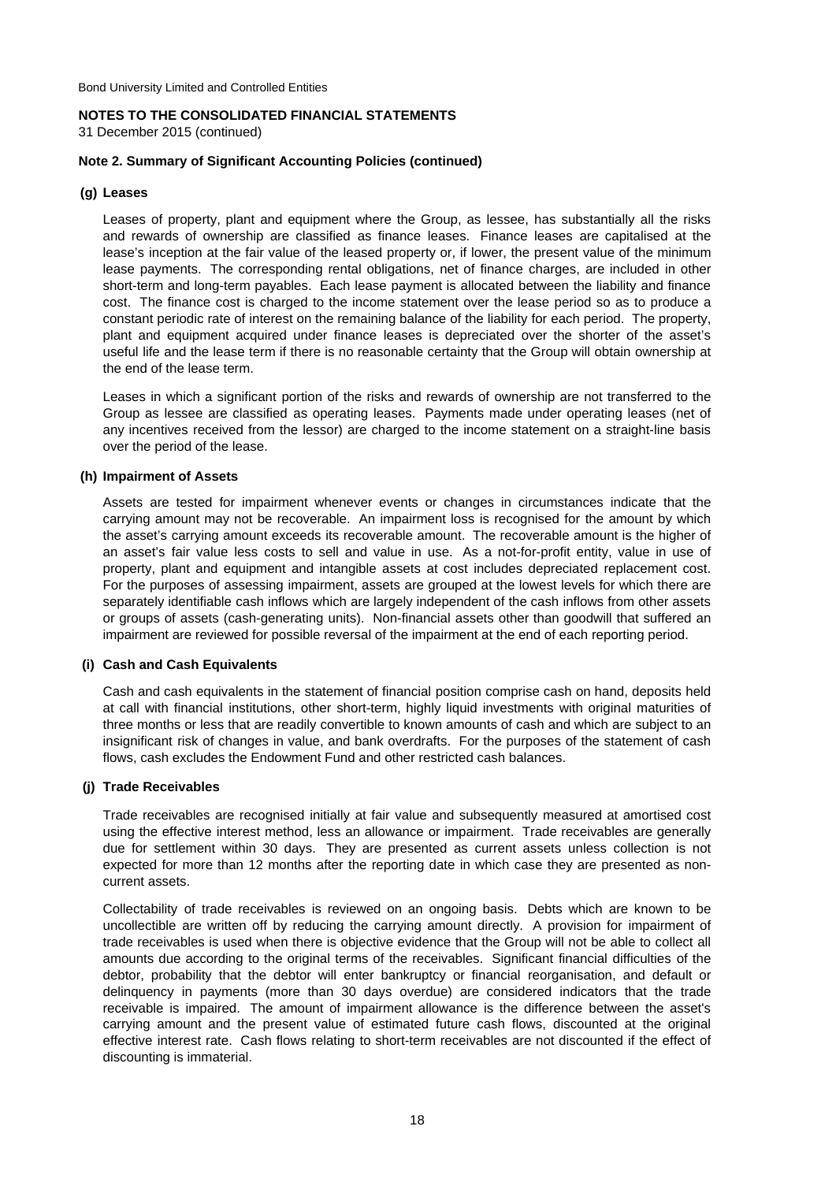Bond University Limited and Controlled Entities

**NOTES TO THE CONSOLIDATED FINANCIAL STATEMENTS**
31 December 2015 (continued)

**Note 2. Summary of Significant Accounting Policies (continued)**

**(g) Leases**

Leases of property, plant and equipment where the Group, as lessee, has substantially all the risks and rewards of ownership are classified as finance leases. Finance leases are capitalised at the lease's inception at the fair value of the leased property or, if lower, the present value of the minimum lease payments. The corresponding rental obligations, net of finance charges, are included in other short-term and long-term payables. Each lease payment is allocated between the liability and finance cost. The finance cost is charged to the income statement over the lease period so as to produce a constant periodic rate of interest on the remaining balance of the liability for each period. The property, plant and equipment acquired under finance leases is depreciated over the shorter of the asset's useful life and the lease term if there is no reasonable certainty that the Group will obtain ownership at the end of the lease term.

Leases in which a significant portion of the risks and rewards of ownership are not transferred to the Group as lessee are classified as operating leases. Payments made under operating leases (net of any incentives received from the lessor) are charged to the income statement on a straight-line basis over the period of the lease.

**(h) Impairment of Assets**

Assets are tested for impairment whenever events or changes in circumstances indicate that the carrying amount may not be recoverable. An impairment loss is recognised for the amount by which the asset's carrying amount exceeds its recoverable amount. The recoverable amount is the higher of an asset's fair value less costs to sell and value in use. As a not-for-profit entity, value in use of property, plant and equipment and intangible assets at cost includes depreciated replacement cost. For the purposes of assessing impairment, assets are grouped at the lowest levels for which there are separately identifiable cash inflows which are largely independent of the cash inflows from other assets or groups of assets (cash-generating units). Non-financial assets other than goodwill that suffered an impairment are reviewed for possible reversal of the impairment at the end of each reporting period.

**(i) Cash and Cash Equivalents**

Cash and cash equivalents in the statement of financial position comprise cash on hand, deposits held at call with financial institutions, other short-term, highly liquid investments with original maturities of three months or less that are readily convertible to known amounts of cash and which are subject to an insignificant risk of changes in value, and bank overdrafts. For the purposes of the statement of cash flows, cash excludes the Endowment Fund and other restricted cash balances.

**(j) Trade Receivables**

Trade receivables are recognised initially at fair value and subsequently measured at amortised cost using the effective interest method, less an allowance or impairment. Trade receivables are generally due for settlement within 30 days. They are presented as current assets unless collection is not expected for more than 12 months after the reporting date in which case they are presented as non-current assets.

Collectability of trade receivables is reviewed on an ongoing basis. Debts which are known to be uncollectible are written off by reducing the carrying amount directly. A provision for impairment of trade receivables is used when there is objective evidence that the Group will not be able to collect all amounts due according to the original terms of the receivables. Significant financial difficulties of the debtor, probability that the debtor will enter bankruptcy or financial reorganisation, and default or delinquency in payments (more than 30 days overdue) are considered indicators that the trade receivable is impaired. The amount of impairment allowance is the difference between the asset's carrying amount and the present value of estimated future cash flows, discounted at the original effective interest rate. Cash flows relating to short-term receivables are not discounted if the effect of discounting is immaterial.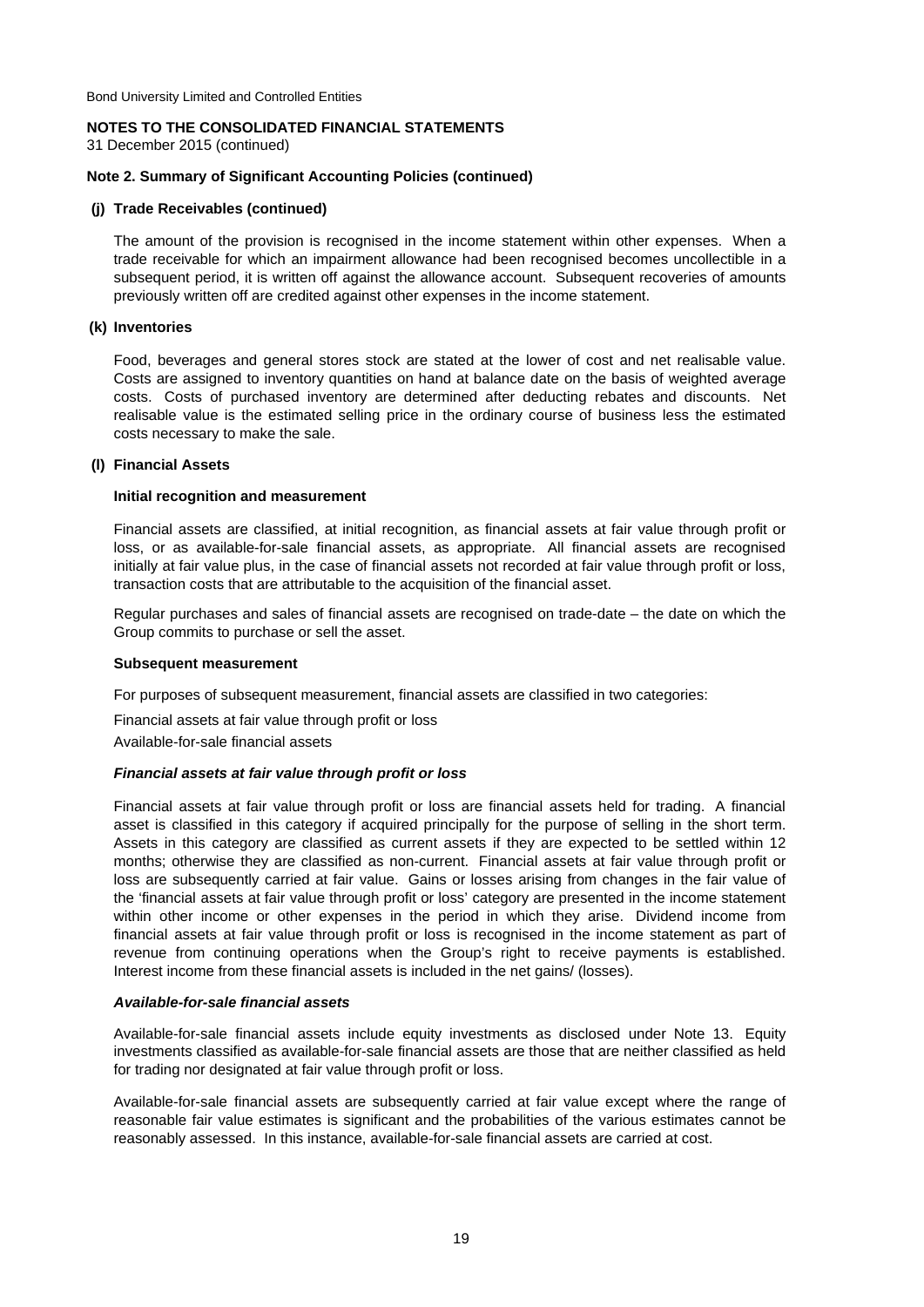Bond University Limited and Controlled Entities

**NOTES TO THE CONSOLIDATED FINANCIAL STATEMENTS**
31 December 2015 (continued)

**Note 2. Summary of Significant Accounting Policies (continued)**

**(j) Trade Receivables (continued)**

The amount of the provision is recognised in the income statement within other expenses. When a trade receivable for which an impairment allowance had been recognised becomes uncollectible in a subsequent period, it is written off against the allowance account. Subsequent recoveries of amounts previously written off are credited against other expenses in the income statement.

**(k) Inventories**

Food, beverages and general stores stock are stated at the lower of cost and net realisable value. Costs are assigned to inventory quantities on hand at balance date on the basis of weighted average costs. Costs of purchased inventory are determined after deducting rebates and discounts. Net realisable value is the estimated selling price in the ordinary course of business less the estimated costs necessary to make the sale.

**(l) Financial Assets**

**Initial recognition and measurement**

Financial assets are classified, at initial recognition, as financial assets at fair value through profit or loss, or as available-for-sale financial assets, as appropriate. All financial assets are recognised initially at fair value plus, in the case of financial assets not recorded at fair value through profit or loss, transaction costs that are attributable to the acquisition of the financial asset.

Regular purchases and sales of financial assets are recognised on trade-date – the date on which the Group commits to purchase or sell the asset.

**Subsequent measurement**

For purposes of subsequent measurement, financial assets are classified in two categories:

Financial assets at fair value through profit or loss

Available-for-sale financial assets

***Financial assets at fair value through profit or loss***

Financial assets at fair value through profit or loss are financial assets held for trading. A financial asset is classified in this category if acquired principally for the purpose of selling in the short term. Assets in this category are classified as current assets if they are expected to be settled within 12 months; otherwise they are classified as non-current. Financial assets at fair value through profit or loss are subsequently carried at fair value. Gains or losses arising from changes in the fair value of the 'financial assets at fair value through profit or loss' category are presented in the income statement within other income or other expenses in the period in which they arise. Dividend income from financial assets at fair value through profit or loss is recognised in the income statement as part of revenue from continuing operations when the Group's right to receive payments is established. Interest income from these financial assets is included in the net gains/ (losses).

***Available-for-sale financial assets***

Available-for-sale financial assets include equity investments as disclosed under Note 13. Equity investments classified as available-for-sale financial assets are those that are neither classified as held for trading nor designated at fair value through profit or loss.

Available-for-sale financial assets are subsequently carried at fair value except where the range of reasonable fair value estimates is significant and the probabilities of the various estimates cannot be reasonably assessed. In this instance, available-for-sale financial assets are carried at cost.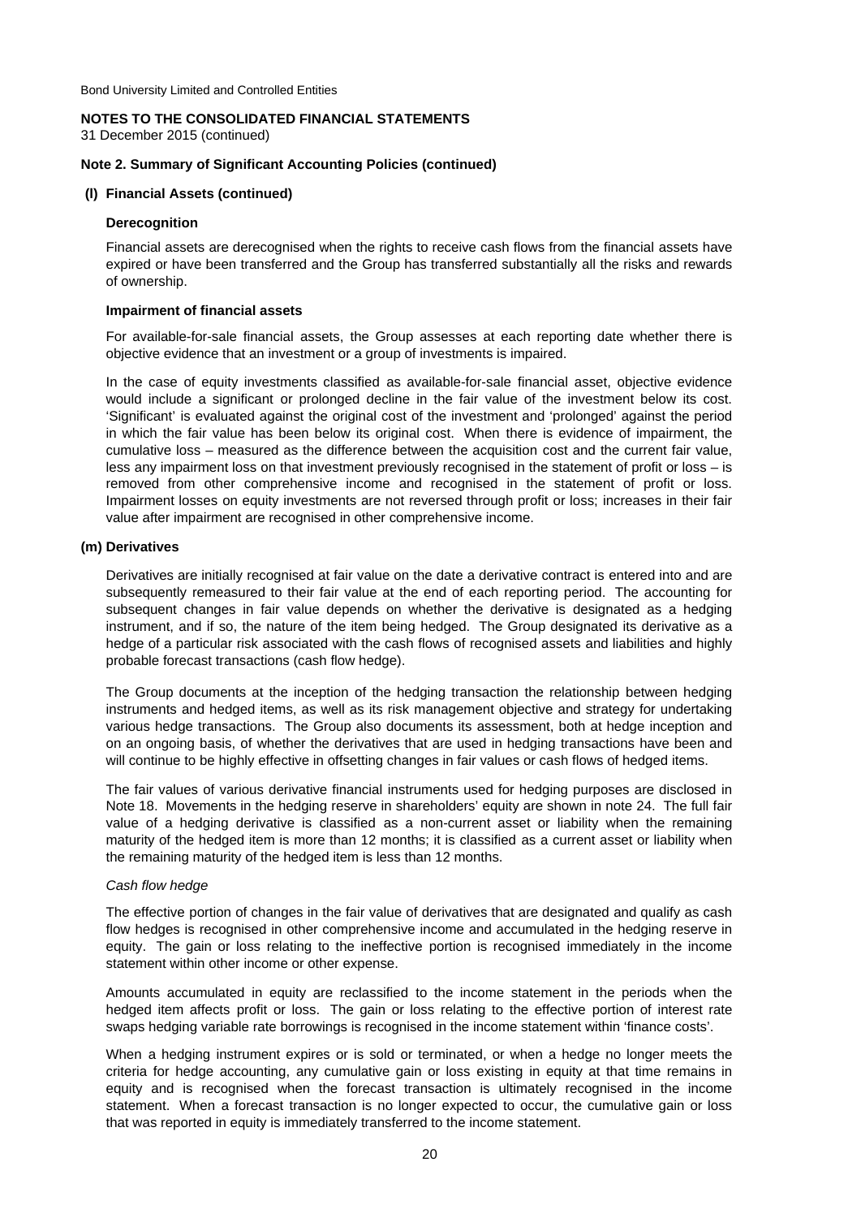Bond University Limited and Controlled Entities

**NOTES TO THE CONSOLIDATED FINANCIAL STATEMENTS**
31 December 2015 (continued)

**Note 2. Summary of Significant Accounting Policies (continued)**

**(l) Financial Assets (continued)**

**Derecognition**

Financial assets are derecognised when the rights to receive cash flows from the financial assets have expired or have been transferred and the Group has transferred substantially all the risks and rewards of ownership.

**Impairment of financial assets**

For available-for-sale financial assets, the Group assesses at each reporting date whether there is objective evidence that an investment or a group of investments is impaired.

In the case of equity investments classified as available-for-sale financial asset, objective evidence would include a significant or prolonged decline in the fair value of the investment below its cost. 'Significant' is evaluated against the original cost of the investment and 'prolonged' against the period in which the fair value has been below its original cost. When there is evidence of impairment, the cumulative loss – measured as the difference between the acquisition cost and the current fair value, less any impairment loss on that investment previously recognised in the statement of profit or loss – is removed from other comprehensive income and recognised in the statement of profit or loss. Impairment losses on equity investments are not reversed through profit or loss; increases in their fair value after impairment are recognised in other comprehensive income.

**(m) Derivatives**

Derivatives are initially recognised at fair value on the date a derivative contract is entered into and are subsequently remeasured to their fair value at the end of each reporting period. The accounting for subsequent changes in fair value depends on whether the derivative is designated as a hedging instrument, and if so, the nature of the item being hedged. The Group designated its derivative as a hedge of a particular risk associated with the cash flows of recognised assets and liabilities and highly probable forecast transactions (cash flow hedge).

The Group documents at the inception of the hedging transaction the relationship between hedging instruments and hedged items, as well as its risk management objective and strategy for undertaking various hedge transactions. The Group also documents its assessment, both at hedge inception and on an ongoing basis, of whether the derivatives that are used in hedging transactions have been and will continue to be highly effective in offsetting changes in fair values or cash flows of hedged items.

The fair values of various derivative financial instruments used for hedging purposes are disclosed in Note 18. Movements in the hedging reserve in shareholders' equity are shown in note 24. The full fair value of a hedging derivative is classified as a non-current asset or liability when the remaining maturity of the hedged item is more than 12 months; it is classified as a current asset or liability when the remaining maturity of the hedged item is less than 12 months.

*Cash flow hedge*

The effective portion of changes in the fair value of derivatives that are designated and qualify as cash flow hedges is recognised in other comprehensive income and accumulated in the hedging reserve in equity. The gain or loss relating to the ineffective portion is recognised immediately in the income statement within other income or other expense.

Amounts accumulated in equity are reclassified to the income statement in the periods when the hedged item affects profit or loss. The gain or loss relating to the effective portion of interest rate swaps hedging variable rate borrowings is recognised in the income statement within 'finance costs'.

When a hedging instrument expires or is sold or terminated, or when a hedge no longer meets the criteria for hedge accounting, any cumulative gain or loss existing in equity at that time remains in equity and is recognised when the forecast transaction is ultimately recognised in the income statement. When a forecast transaction is no longer expected to occur, the cumulative gain or loss that was reported in equity is immediately transferred to the income statement.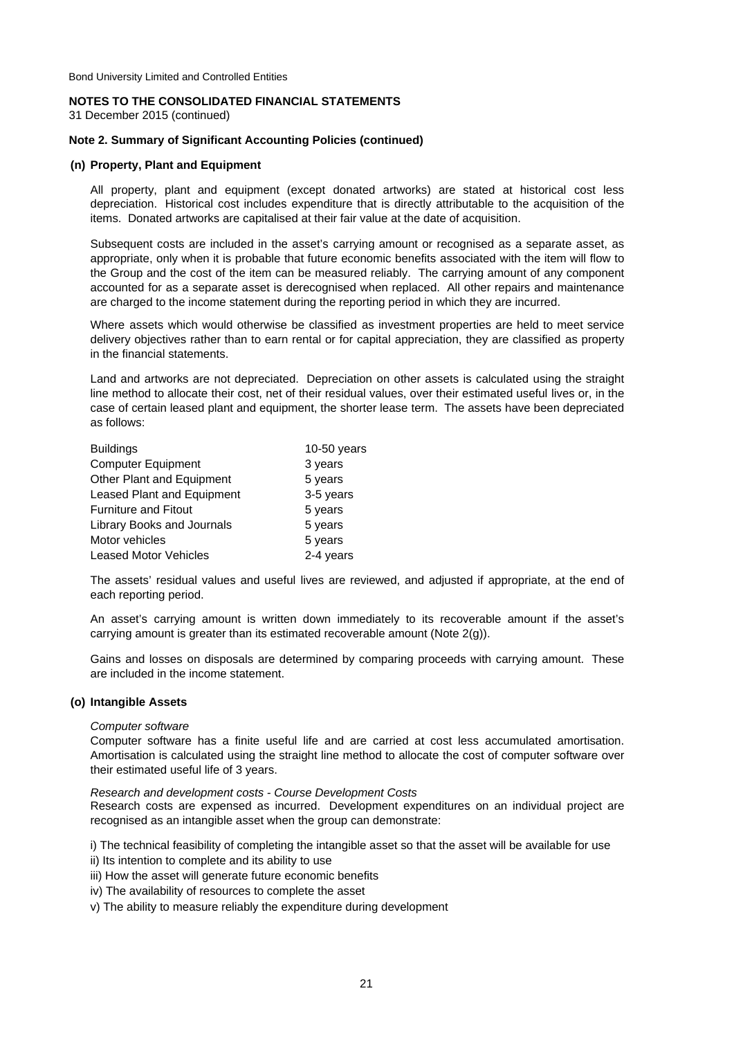Bond University Limited and Controlled Entities

**NOTES TO THE CONSOLIDATED FINANCIAL STATEMENTS**
31 December 2015 (continued)

**Note 2. Summary of Significant Accounting Policies (continued)**

**(n) Property, Plant and Equipment**

All property, plant and equipment (except donated artworks) are stated at historical cost less depreciation. Historical cost includes expenditure that is directly attributable to the acquisition of the items. Donated artworks are capitalised at their fair value at the date of acquisition.

Subsequent costs are included in the asset's carrying amount or recognised as a separate asset, as appropriate, only when it is probable that future economic benefits associated with the item will flow to the Group and the cost of the item can be measured reliably. The carrying amount of any component accounted for as a separate asset is derecognised when replaced. All other repairs and maintenance are charged to the income statement during the reporting period in which they are incurred.

Where assets which would otherwise be classified as investment properties are held to meet service delivery objectives rather than to earn rental or for capital appreciation, they are classified as property in the financial statements.

Land and artworks are not depreciated. Depreciation on other assets is calculated using the straight line method to allocate their cost, net of their residual values, over their estimated useful lives or, in the case of certain leased plant and equipment, the shorter lease term. The assets have been depreciated as follows:

| | |
|---|---|
| Buildings | 10-50 years |
| Computer Equipment | 3 years |
| Other Plant and Equipment | 5 years |
| Leased Plant and Equipment | 3-5 years |
| Furniture and Fitout | 5 years |
| Library Books and Journals | 5 years |
| Motor vehicles | 5 years |
| Leased Motor Vehicles | 2-4 years |

The assets' residual values and useful lives are reviewed, and adjusted if appropriate, at the end of each reporting period.

An asset's carrying amount is written down immediately to its recoverable amount if the asset's carrying amount is greater than its estimated recoverable amount (Note 2(g)).

Gains and losses on disposals are determined by comparing proceeds with carrying amount. These are included in the income statement.

**(o) Intangible Assets**

*Computer software*
Computer software has a finite useful life and are carried at cost less accumulated amortisation. Amortisation is calculated using the straight line method to allocate the cost of computer software over their estimated useful life of 3 years.

*Research and development costs - Course Development Costs*
Research costs are expensed as incurred. Development expenditures on an individual project are recognised as an intangible asset when the group can demonstrate:

i) The technical feasibility of completing the intangible asset so that the asset will be available for use
ii) Its intention to complete and its ability to use
iii) How the asset will generate future economic benefits
iv) The availability of resources to complete the asset
v) The ability to measure reliably the expenditure during development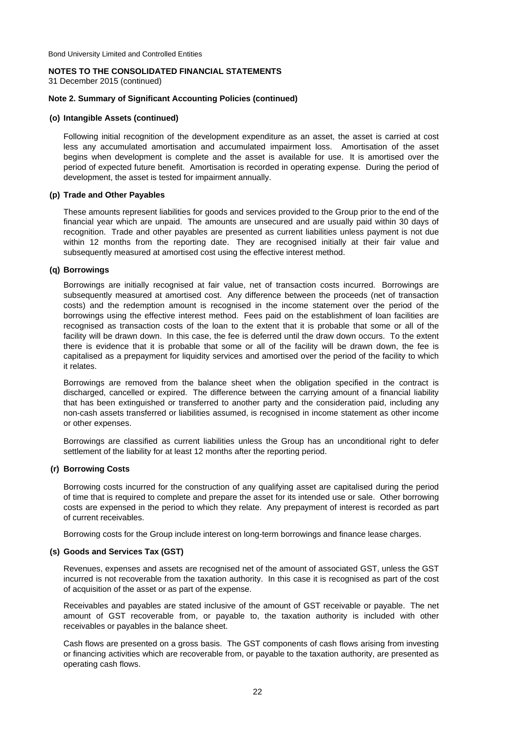Bond University Limited and Controlled Entities

**NOTES TO THE CONSOLIDATED FINANCIAL STATEMENTS**
31 December 2015 (continued)

**Note 2. Summary of Significant Accounting Policies (continued)**

**(o) Intangible Assets (continued)**

Following initial recognition of the development expenditure as an asset, the asset is carried at cost less any accumulated amortisation and accumulated impairment loss. Amortisation of the asset begins when development is complete and the asset is available for use. It is amortised over the period of expected future benefit. Amortisation is recorded in operating expense. During the period of development, the asset is tested for impairment annually.

**(p) Trade and Other Payables**

These amounts represent liabilities for goods and services provided to the Group prior to the end of the financial year which are unpaid. The amounts are unsecured and are usually paid within 30 days of recognition. Trade and other payables are presented as current liabilities unless payment is not due within 12 months from the reporting date. They are recognised initially at their fair value and subsequently measured at amortised cost using the effective interest method.

**(q) Borrowings**

Borrowings are initially recognised at fair value, net of transaction costs incurred. Borrowings are subsequently measured at amortised cost. Any difference between the proceeds (net of transaction costs) and the redemption amount is recognised in the income statement over the period of the borrowings using the effective interest method. Fees paid on the establishment of loan facilities are recognised as transaction costs of the loan to the extent that it is probable that some or all of the facility will be drawn down. In this case, the fee is deferred until the draw down occurs. To the extent there is evidence that it is probable that some or all of the facility will be drawn down, the fee is capitalised as a prepayment for liquidity services and amortised over the period of the facility to which it relates.

Borrowings are removed from the balance sheet when the obligation specified in the contract is discharged, cancelled or expired. The difference between the carrying amount of a financial liability that has been extinguished or transferred to another party and the consideration paid, including any non-cash assets transferred or liabilities assumed, is recognised in income statement as other income or other expenses.

Borrowings are classified as current liabilities unless the Group has an unconditional right to defer settlement of the liability for at least 12 months after the reporting period.

**(r) Borrowing Costs**

Borrowing costs incurred for the construction of any qualifying asset are capitalised during the period of time that is required to complete and prepare the asset for its intended use or sale. Other borrowing costs are expensed in the period to which they relate. Any prepayment of interest is recorded as part of current receivables.

Borrowing costs for the Group include interest on long-term borrowings and finance lease charges.

**(s) Goods and Services Tax (GST)**

Revenues, expenses and assets are recognised net of the amount of associated GST, unless the GST incurred is not recoverable from the taxation authority. In this case it is recognised as part of the cost of acquisition of the asset or as part of the expense.

Receivables and payables are stated inclusive of the amount of GST receivable or payable. The net amount of GST recoverable from, or payable to, the taxation authority is included with other receivables or payables in the balance sheet.

Cash flows are presented on a gross basis. The GST components of cash flows arising from investing or financing activities which are recoverable from, or payable to the taxation authority, are presented as operating cash flows.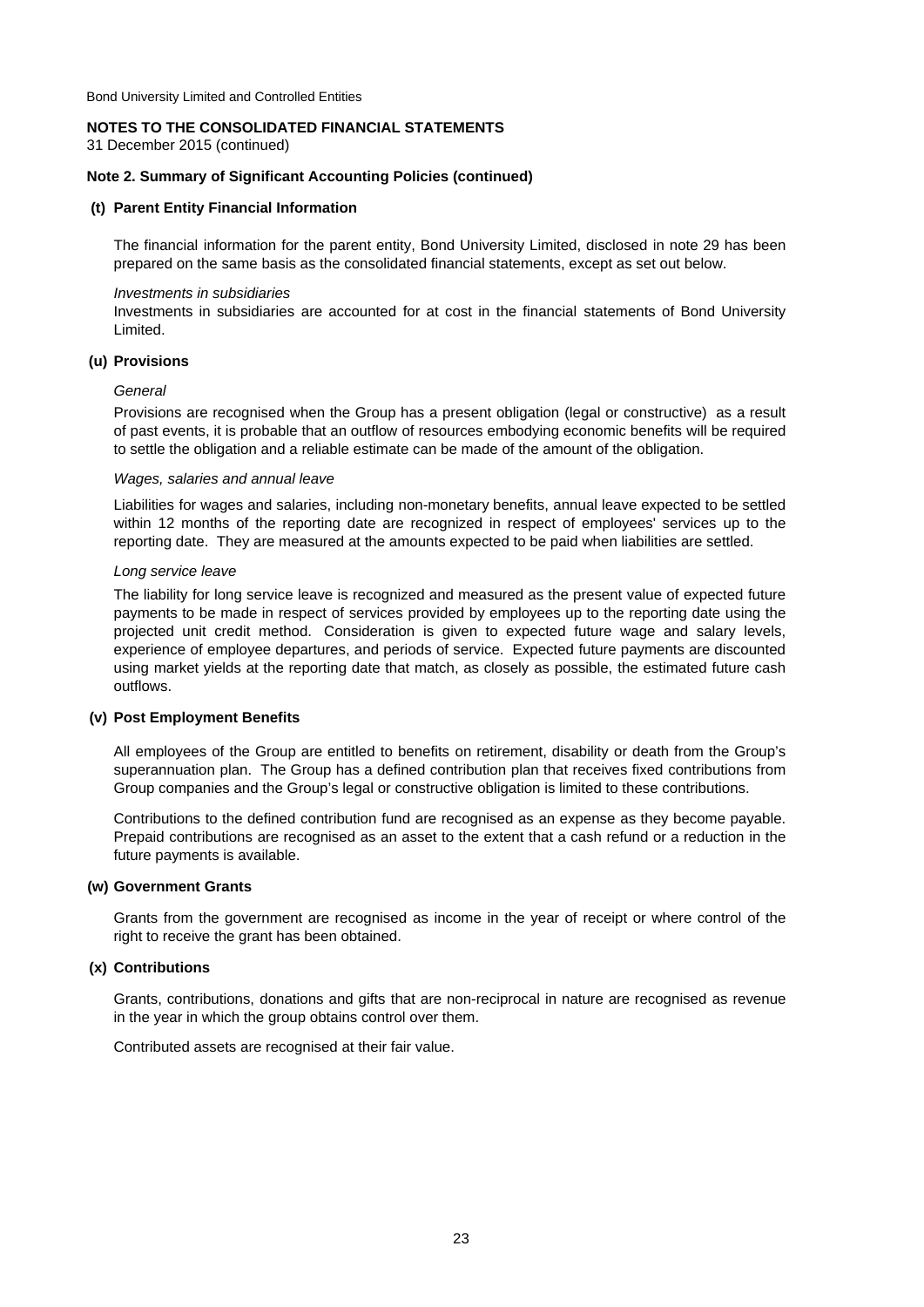Bond University Limited and Controlled Entities

**NOTES TO THE CONSOLIDATED FINANCIAL STATEMENTS**
31 December 2015 (continued)

**Note 2. Summary of Significant Accounting Policies (continued)**

**(t) Parent Entity Financial Information**

The financial information for the parent entity, Bond University Limited, disclosed in note 29 has been prepared on the same basis as the consolidated financial statements, except as set out below.

*Investments in subsidiaries*

Investments in subsidiaries are accounted for at cost in the financial statements of Bond University Limited.

**(u) Provisions**

*General*

Provisions are recognised when the Group has a present obligation (legal or constructive) as a result of past events, it is probable that an outflow of resources embodying economic benefits will be required to settle the obligation and a reliable estimate can be made of the amount of the obligation.

*Wages, salaries and annual leave*

Liabilities for wages and salaries, including non-monetary benefits, annual leave expected to be settled within 12 months of the reporting date are recognized in respect of employees' services up to the reporting date. They are measured at the amounts expected to be paid when liabilities are settled.

*Long service leave*

The liability for long service leave is recognized and measured as the present value of expected future payments to be made in respect of services provided by employees up to the reporting date using the projected unit credit method. Consideration is given to expected future wage and salary levels, experience of employee departures, and periods of service. Expected future payments are discounted using market yields at the reporting date that match, as closely as possible, the estimated future cash outflows.

**(v) Post Employment Benefits**

All employees of the Group are entitled to benefits on retirement, disability or death from the Group's superannuation plan. The Group has a defined contribution plan that receives fixed contributions from Group companies and the Group's legal or constructive obligation is limited to these contributions.

Contributions to the defined contribution fund are recognised as an expense as they become payable. Prepaid contributions are recognised as an asset to the extent that a cash refund or a reduction in the future payments is available.

**(w) Government Grants**

Grants from the government are recognised as income in the year of receipt or where control of the right to receive the grant has been obtained.

**(x) Contributions**

Grants, contributions, donations and gifts that are non-reciprocal in nature are recognised as revenue in the year in which the group obtains control over them.

Contributed assets are recognised at their fair value.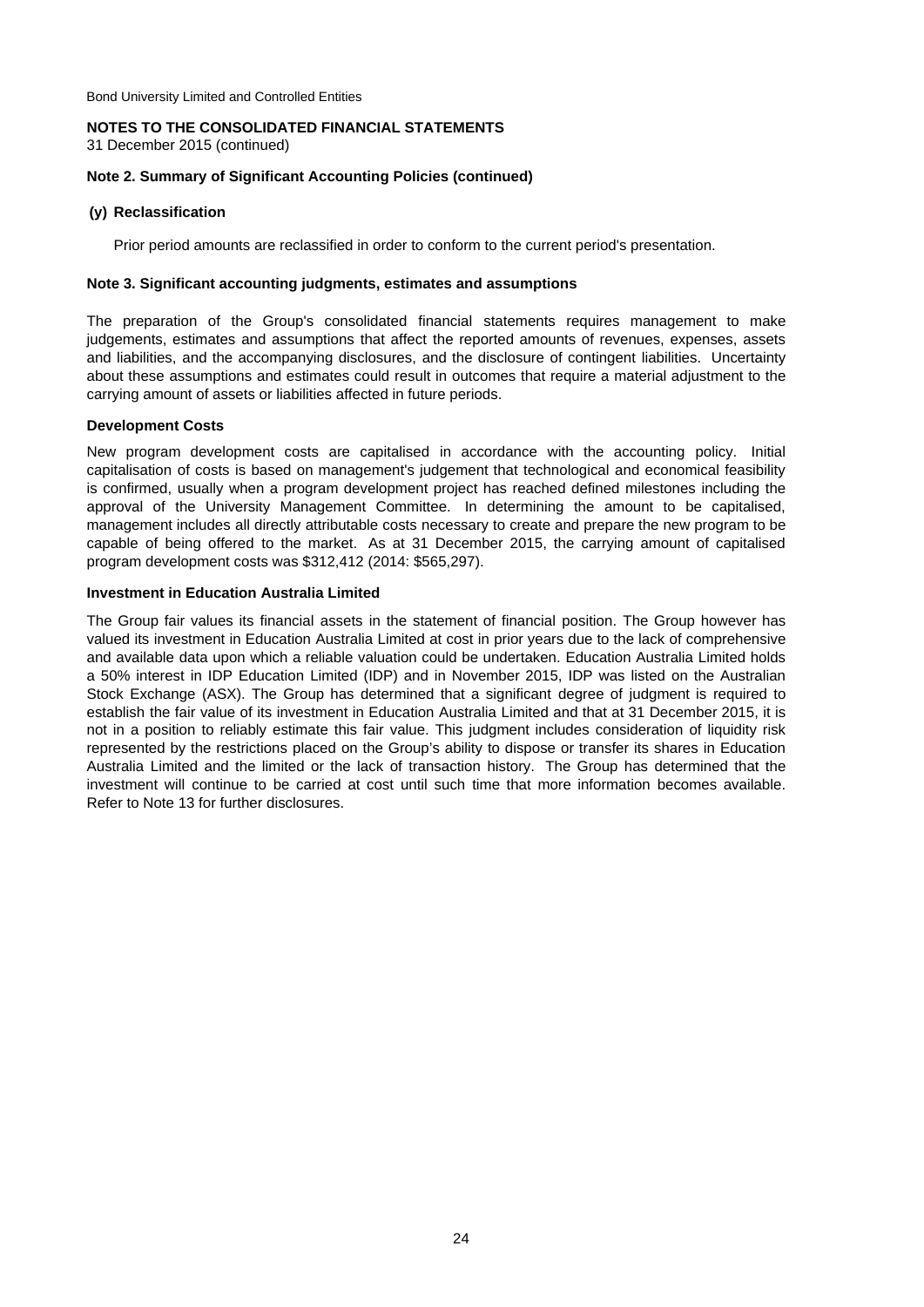Bond University Limited and Controlled Entities

**NOTES TO THE CONSOLIDATED FINANCIAL STATEMENTS**
31 December 2015 (continued)

**Note 2. Summary of Significant Accounting Policies (continued)**

**(y) Reclassification**

Prior period amounts are reclassified in order to conform to the current period's presentation.

**Note 3. Significant accounting judgments, estimates and assumptions**

The preparation of the Group's consolidated financial statements requires management to make judgements, estimates and assumptions that affect the reported amounts of revenues, expenses, assets and liabilities, and the accompanying disclosures, and the disclosure of contingent liabilities. Uncertainty about these assumptions and estimates could result in outcomes that require a material adjustment to the carrying amount of assets or liabilities affected in future periods.

**Development Costs**

New program development costs are capitalised in accordance with the accounting policy. Initial capitalisation of costs is based on management's judgement that technological and economical feasibility is confirmed, usually when a program development project has reached defined milestones including the approval of the University Management Committee. In determining the amount to be capitalised, management includes all directly attributable costs necessary to create and prepare the new program to be capable of being offered to the market. As at 31 December 2015, the carrying amount of capitalised program development costs was $312,412 (2014: $565,297).

**Investment in Education Australia Limited**

The Group fair values its financial assets in the statement of financial position. The Group however has valued its investment in Education Australia Limited at cost in prior years due to the lack of comprehensive and available data upon which a reliable valuation could be undertaken. Education Australia Limited holds a 50% interest in IDP Education Limited (IDP) and in November 2015, IDP was listed on the Australian Stock Exchange (ASX). The Group has determined that a significant degree of judgment is required to establish the fair value of its investment in Education Australia Limited and that at 31 December 2015, it is not in a position to reliably estimate this fair value. This judgment includes consideration of liquidity risk represented by the restrictions placed on the Group's ability to dispose or transfer its shares in Education Australia Limited and the limited or the lack of transaction history. The Group has determined that the investment will continue to be carried at cost until such time that more information becomes available. Refer to Note 13 for further disclosures.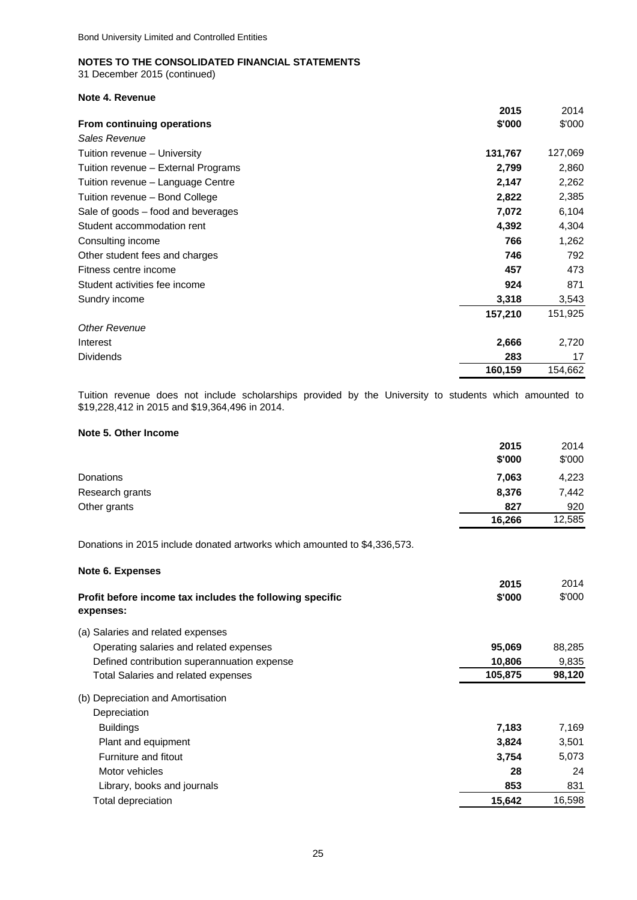Bond University Limited and Controlled Entities

**NOTES TO THE CONSOLIDATED FINANCIAL STATEMENTS**
31 December 2015 (continued)

**Note 4. Revenue**

| | 2015 | 2014 |
|---|---|---|
| **From continuing operations** | **\$'000** | \$'000 |
| *Sales Revenue* | | |
| Tuition revenue – University | **131,767** | 127,069 |
| Tuition revenue – External Programs | **2,799** | 2,860 |
| Tuition revenue – Language Centre | **2,147** | 2,262 |
| Tuition revenue – Bond College | **2,822** | 2,385 |
| Sale of goods – food and beverages | **7,072** | 6,104 |
| Student accommodation rent | **4,392** | 4,304 |
| Consulting income | **766** | 1,262 |
| Other student fees and charges | **746** | 792 |
| Fitness centre income | **457** | 473 |
| Student activities fee income | **924** | 871 |
| Sundry income | **3,318** | 3,543 |
| | **157,210** | 151,925 |
| *Other Revenue* | | |
| Interest | **2,666** | 2,720 |
| Dividends | **283** | 17 |
| | **160,159** | 154,662 |

Tuition revenue does not include scholarships provided by the University to students which amounted to \$19,228,412 in 2015 and \$19,364,496 in 2014.

**Note 5. Other Income**

| | 2015 | 2014 |
|---|---|---|
| | **\$'000** | \$'000 |
| Donations | **7,063** | 4,223 |
| Research grants | **8,376** | 7,442 |
| Other grants | **827** | 920 |
| | **16,266** | 12,585 |

Donations in 2015 include donated artworks which amounted to \$4,336,573.

**Note 6. Expenses**

| | 2015 | 2014 |
|---|---|---|
| **Profit before income tax includes the following specific expenses:** | **\$'000** | \$'000 |
| (a) Salaries and related expenses | | |
| Operating salaries and related expenses | **95,069** | 88,285 |
| Defined contribution superannuation expense | **10,806** | 9,835 |
| Total Salaries and related expenses | **105,875** | **98,120** |
| (b) Depreciation and Amortisation | | |
| Depreciation | | |
| Buildings | **7,183** | 7,169 |
| Plant and equipment | **3,824** | 3,501 |
| Furniture and fitout | **3,754** | 5,073 |
| Motor vehicles | **28** | 24 |
| Library, books and journals | **853** | 831 |
| Total depreciation | **15,642** | 16,598 |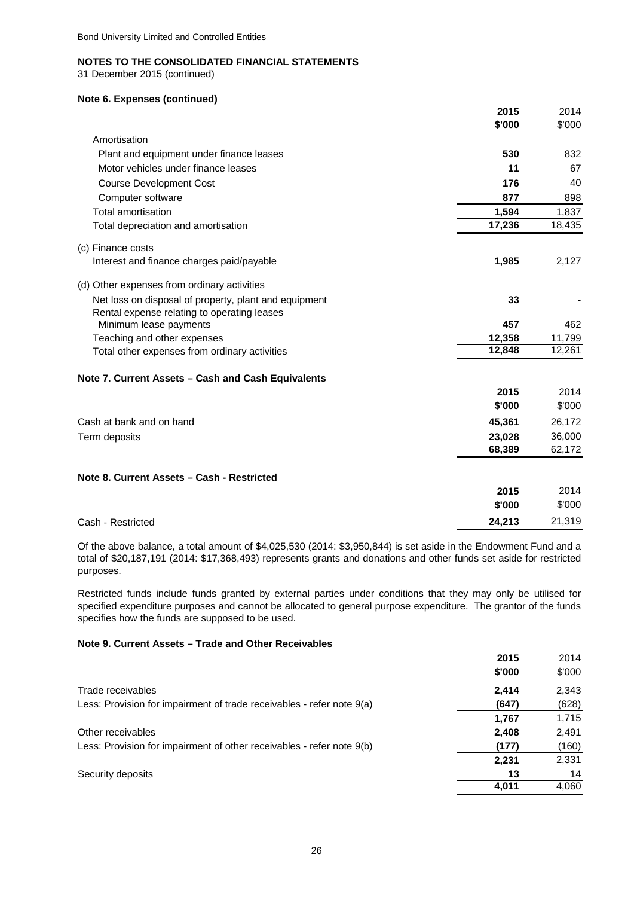## NOTES TO THE CONSOLIDATED FINANCIAL STATEMENTS

31 December 2015 (continued)

### Note 6. Expenses (continued)

| | 2015 $'000 | 2014 $'000 |
|---|---|---|
| Amortisation | | |
| Plant and equipment under finance leases | **530** | 832 |
| Motor vehicles under finance leases | **11** | 67 |
| Course Development Cost | **176** | 40 |
| Computer software | **877** | 898 |
| Total amortisation | **1,594** | 1,837 |
| Total depreciation and amortisation | **17,236** | 18,435 |
| (c) Finance costs | | |
| Interest and finance charges paid/payable | **1,985** | 2,127 |
| (d) Other expenses from ordinary activities | | |
| Net loss on disposal of property, plant and equipment | **33** | - |
| Rental expense relating to operating leases | | |
| Minimum lease payments | **457** | 462 |
| Teaching and other expenses | **12,358** | 11,799 |
| Total other expenses from ordinary activities | **12,848** | 12,261 |

### Note 7. Current Assets – Cash and Cash Equivalents

| | 2015 $'000 | 2014 $'000 |
|---|---|---|
| Cash at bank and on hand | **45,361** | 26,172 |
| Term deposits | **23,028** | 36,000 |
| | **68,389** | 62,172 |

### Note 8. Current Assets – Cash - Restricted

| | 2015 $'000 | 2014 $'000 |
|---|---|---|
| Cash - Restricted | **24,213** | 21,319 |

Of the above balance, a total amount of $4,025,530 (2014: $3,950,844) is set aside in the Endowment Fund and a total of $20,187,191 (2014: $17,368,493) represents grants and donations and other funds set aside for restricted purposes.

Restricted funds include funds granted by external parties under conditions that they may only be utilised for specified expenditure purposes and cannot be allocated to general purpose expenditure. The grantor of the funds specifies how the funds are supposed to be used.

### Note 9. Current Assets – Trade and Other Receivables

| | 2015 $'000 | 2014 $'000 |
|---|---|---|
| Trade receivables | **2,414** | 2,343 |
| Less: Provision for impairment of trade receivables - refer note 9(a) | **(647)** | (628) |
| | **1,767** | 1,715 |
| Other receivables | **2,408** | 2,491 |
| Less: Provision for impairment of other receivables - refer note 9(b) | **(177)** | (160) |
| | **2,231** | 2,331 |
| Security deposits | **13** | 14 |
| | **4,011** | 4,060 |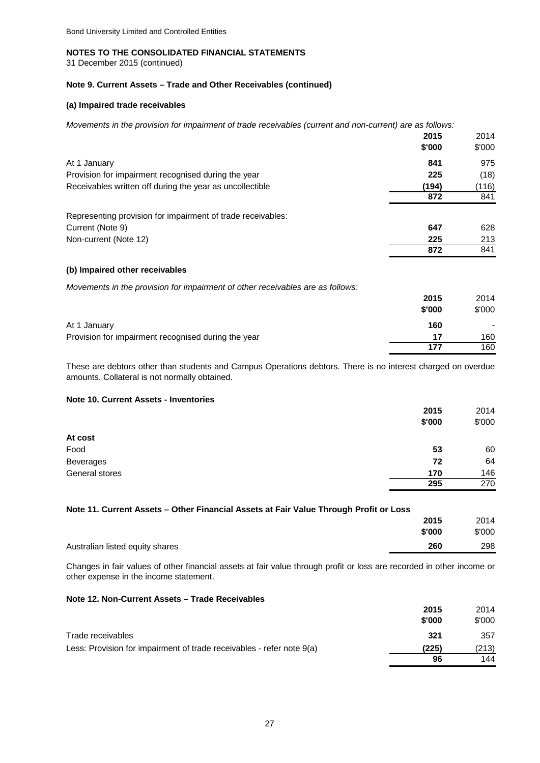## NOTES TO THE CONSOLIDATED FINANCIAL STATEMENTS

31 December 2015 (continued)

### Note 9. Current Assets – Trade and Other Receivables (continued)

#### (a) Impaired trade receivables

*Movements in the provision for impairment of trade receivables (current and non-current) are as follows:*

| | 2015 $'000 | 2014 $'000 |
|---|---|---|
| At 1 January | **841** | 975 |
| Provision for impairment recognised during the year | **225** | (18) |
| Receivables written off during the year as uncollectible | **(194)** | (116) |
| | **872** | 841 |
| Representing provision for impairment of trade receivables: | | |
| Current (Note 9) | **647** | 628 |
| Non-current (Note 12) | **225** | 213 |
| | **872** | 841 |

#### (b) Impaired other receivables

*Movements in the provision for impairment of other receivables are as follows:*

| | 2015 $'000 | 2014 $'000 |
|---|---|---|
| At 1 January | **160** | - |
| Provision for impairment recognised during the year | **17** | 160 |
| | **177** | 160 |

These are debtors other than students and Campus Operations debtors. There is no interest charged on overdue amounts. Collateral is not normally obtained.

### Note 10. Current Assets - Inventories

| | 2015 $'000 | 2014 $'000 |
|---|---|---|
| **At cost** | | |
| Food | **53** | 60 |
| Beverages | **72** | 64 |
| General stores | **170** | 146 |
| | **295** | 270 |

### Note 11. Current Assets – Other Financial Assets at Fair Value Through Profit or Loss

| | 2015 $'000 | 2014 $'000 |
|---|---|---|
| Australian listed equity shares | **260** | 298 |

Changes in fair values of other financial assets at fair value through profit or loss are recorded in other income or other expense in the income statement.

### Note 12. Non-Current Assets – Trade Receivables

| | 2015 $'000 | 2014 $'000 |
|---|---|---|
| Trade receivables | **321** | 357 |
| Less: Provision for impairment of trade receivables - refer note 9(a) | **(225)** | (213) |
| | **96** | 144 |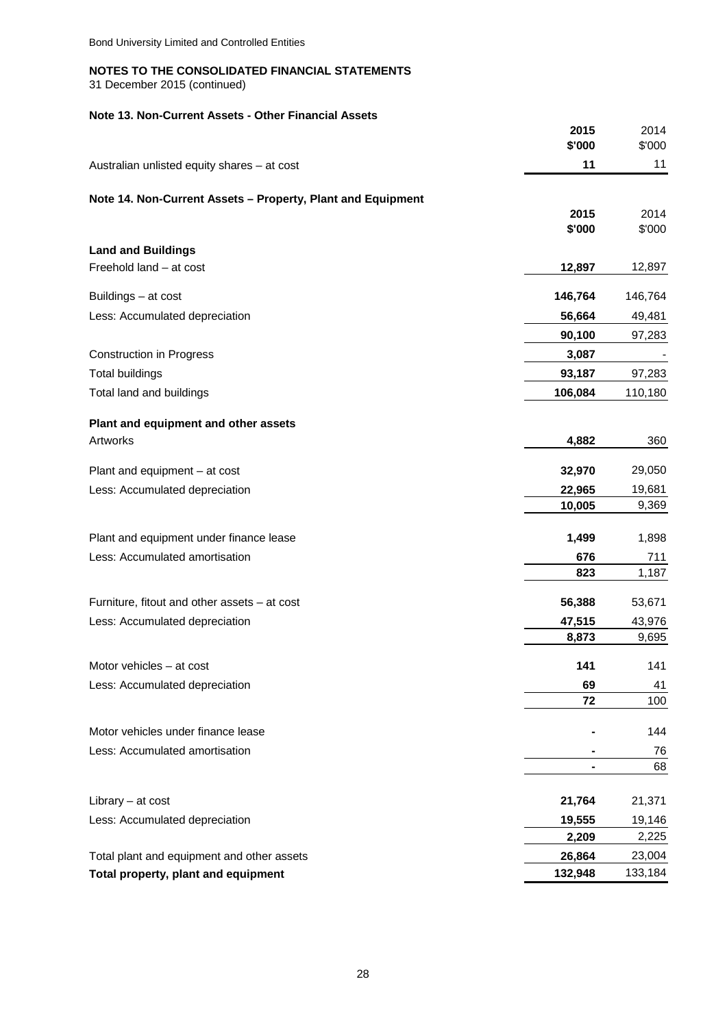Bond University Limited and Controlled Entities

**NOTES TO THE CONSOLIDATED FINANCIAL STATEMENTS**
31 December 2015 (continued)

**Note 13. Non-Current Assets - Other Financial Assets**

| | 2015<br>$'000 | 2014<br>$'000 |
|---|---|---|
| Australian unlisted equity shares – at cost | 11 | 11 |

**Note 14. Non-Current Assets – Property, Plant and Equipment**

| | 2015<br>$'000 | 2014<br>$'000 |
|---|---|---|
| **Land and Buildings** | | |
| Freehold land – at cost | 12,897 | 12,897 |
| Buildings – at cost | 146,764 | 146,764 |
| Less: Accumulated depreciation | 56,664 | 49,481 |
| | 90,100 | 97,283 |
| Construction in Progress | 3,087 | - |
| Total buildings | 93,187 | 97,283 |
| Total land and buildings | 106,084 | 110,180 |
| **Plant and equipment and other assets** | | |
| Artworks | 4,882 | 360 |
| Plant and equipment – at cost | 32,970 | 29,050 |
| Less: Accumulated depreciation | 22,965 | 19,681 |
| | 10,005 | 9,369 |
| Plant and equipment under finance lease | 1,499 | 1,898 |
| Less: Accumulated amortisation | 676 | 711 |
| | 823 | 1,187 |
| Furniture, fitout and other assets – at cost | 56,388 | 53,671 |
| Less: Accumulated depreciation | 47,515 | 43,976 |
| | 8,873 | 9,695 |
| Motor vehicles – at cost | 141 | 141 |
| Less: Accumulated depreciation | 69 | 41 |
| | 72 | 100 |
| Motor vehicles under finance lease | - | 144 |
| Less: Accumulated amortisation | - | 76 |
| | - | 68 |
| Library – at cost | 21,764 | 21,371 |
| Less: Accumulated depreciation | 19,555 | 19,146 |
| | 2,209 | 2,225 |
| Total plant and equipment and other assets | 26,864 | 23,004 |
| **Total property, plant and equipment** | 132,948 | 133,184 |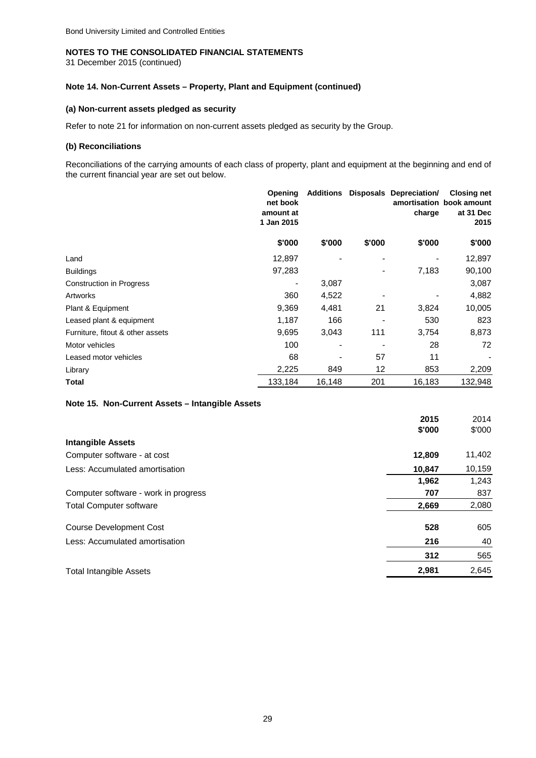Bond University Limited and Controlled Entities

**NOTES TO THE CONSOLIDATED FINANCIAL STATEMENTS**
31 December 2015 (continued)

### Note 14. Non-Current Assets – Property, Plant and Equipment (continued)

#### (a) Non-current assets pledged as security

Refer to note 21 for information on non-current assets pledged as security by the Group.

#### (b) Reconciliations

Reconciliations of the carrying amounts of each class of property, plant and equipment at the beginning and end of the current financial year are set out below.

| | Opening net book amount at 1 Jan 2015 | Additions | Disposals | Depreciation/ amortisation charge | Closing net book amount at 31 Dec 2015 |
|---|---|---|---|---|---|
| | $'000 | $'000 | $'000 | $'000 | $'000 |
| Land | 12,897 | - | - | - | 12,897 |
| Buildings | 97,283 | | - | 7,183 | 90,100 |
| Construction in Progress | - | 3,087 | | | 3,087 |
| Artworks | 360 | 4,522 | - | - | 4,882 |
| Plant & Equipment | 9,369 | 4,481 | 21 | 3,824 | 10,005 |
| Leased plant & equipment | 1,187 | 166 | - | 530 | 823 |
| Furniture, fitout & other assets | 9,695 | 3,043 | 111 | 3,754 | 8,873 |
| Motor vehicles | 100 | - | - | 28 | 72 |
| Leased motor vehicles | 68 | - | 57 | 11 | - |
| Library | 2,225 | 849 | 12 | 853 | 2,209 |
| **Total** | 133,184 | 16,148 | 201 | 16,183 | 132,948 |

### Note 15. Non-Current Assets – Intangible Assets

| | 2015 $'000 | 2014 $'000 |
|---|---|---|
| **Intangible Assets** | | |
| Computer software - at cost | **12,809** | 11,402 |
| Less: Accumulated amortisation | **10,847** | 10,159 |
| | **1,962** | 1,243 |
| Computer software - work in progress | **707** | 837 |
| Total Computer software | **2,669** | 2,080 |
| | | |
| Course Development Cost | **528** | 605 |
| Less: Accumulated amortisation | **216** | 40 |
| | **312** | 565 |
| Total Intangible Assets | **2,981** | 2,645 |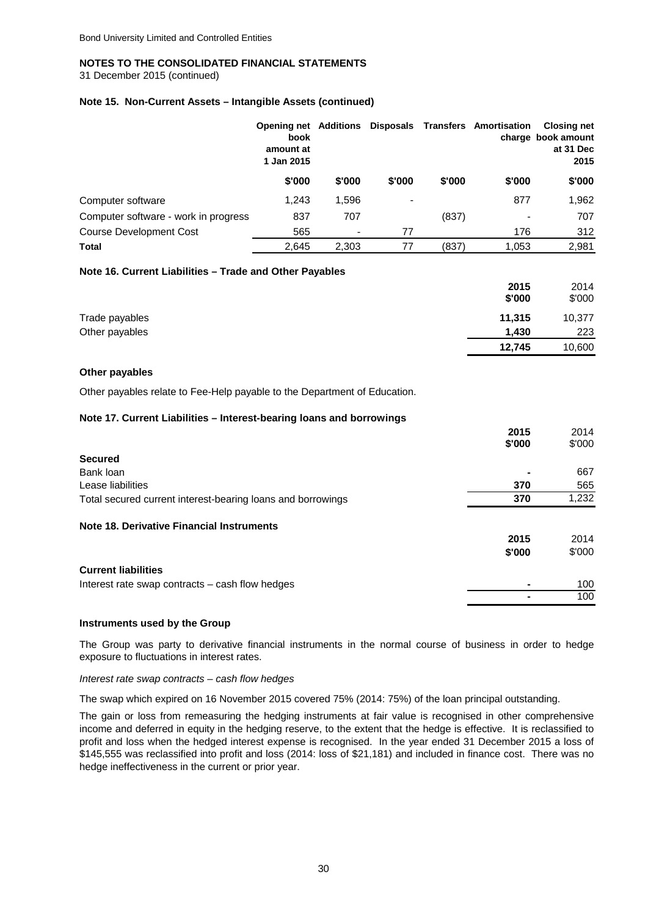Bond University Limited and Controlled Entities

**NOTES TO THE CONSOLIDATED FINANCIAL STATEMENTS**
31 December 2015 (continued)

### Note 15. Non-Current Assets – Intangible Assets (continued)

| | Opening net book amount at 1 Jan 2015 | Additions | Disposals | Transfers | Amortisation charge | Closing net book amount at 31 Dec 2015 |
|---|---|---|---|---|---|---|
| | $'000 | $'000 | $'000 | $'000 | $'000 | $'000 |
| Computer software | 1,243 | 1,596 | - | | 877 | 1,962 |
| Computer software - work in progress | 837 | 707 | | (837) | - | 707 |
| Course Development Cost | 565 | - | 77 | | 176 | 312 |
| **Total** | 2,645 | 2,303 | 77 | (837) | 1,053 | 2,981 |

### Note 16. Current Liabilities – Trade and Other Payables

| | 2015 $'000 | 2014 $'000 |
|---|---|---|
| Trade payables | **11,315** | 10,377 |
| Other payables | **1,430** | 223 |
| | **12,745** | 10,600 |

**Other payables**

Other payables relate to Fee-Help payable to the Department of Education.

### Note 17. Current Liabilities – Interest-bearing loans and borrowings

| | 2015 $'000 | 2014 $'000 |
|---|---|---|
| **Secured** | | |
| Bank loan | **-** | 667 |
| Lease liabilities | **370** | 565 |
| Total secured current interest-bearing loans and borrowings | **370** | 1,232 |

### Note 18. Derivative Financial Instruments

| | 2015 $'000 | 2014 $'000 |
|---|---|---|
| **Current liabilities** | | |
| Interest rate swap contracts – cash flow hedges | **-** | 100 |
| | **-** | 100 |

**Instruments used by the Group**

The Group was party to derivative financial instruments in the normal course of business in order to hedge exposure to fluctuations in interest rates.

*Interest rate swap contracts – cash flow hedges*

The swap which expired on 16 November 2015 covered 75% (2014: 75%) of the loan principal outstanding.

The gain or loss from remeasuring the hedging instruments at fair value is recognised in other comprehensive income and deferred in equity in the hedging reserve, to the extent that the hedge is effective. It is reclassified to profit and loss when the hedged interest expense is recognised. In the year ended 31 December 2015 a loss of $145,555 was reclassified into profit and loss (2014: loss of $21,181) and included in finance cost. There was no hedge ineffectiveness in the current or prior year.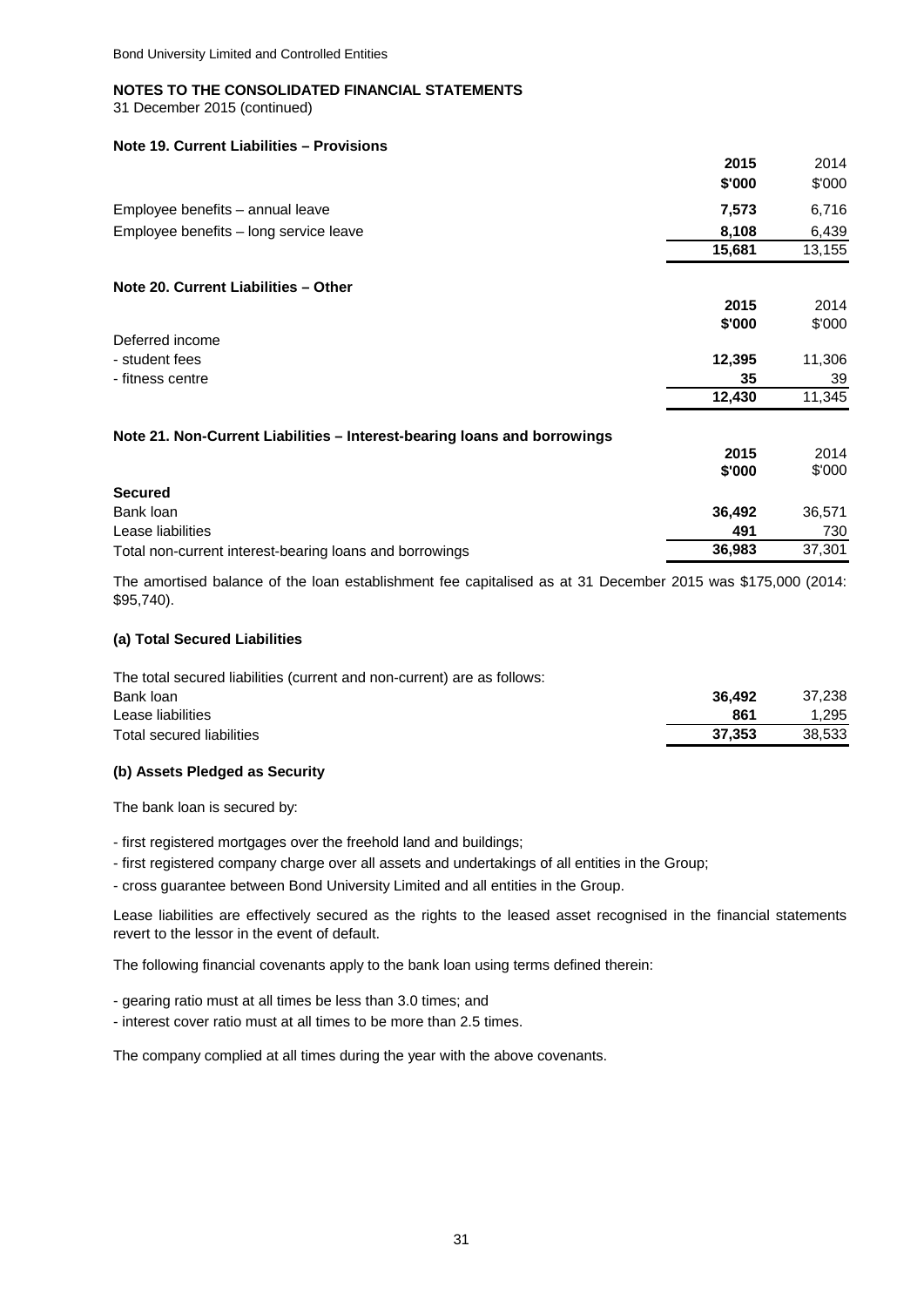Bond University Limited and Controlled Entities

## NOTES TO THE CONSOLIDATED FINANCIAL STATEMENTS

31 December 2015 (continued)

### Note 19. Current Liabilities – Provisions

| | 2015 $'000 | 2014 $'000 |
|---|---|---|
| Employee benefits – annual leave | 7,573 | 6,716 |
| Employee benefits – long service leave | 8,108 | 6,439 |
| | 15,681 | 13,155 |

### Note 20. Current Liabilities – Other

| | 2015 $'000 | 2014 $'000 |
|---|---|---|
| Deferred income | | |
| - student fees | 12,395 | 11,306 |
| - fitness centre | 35 | 39 |
| | 12,430 | 11,345 |

### Note 21. Non-Current Liabilities – Interest-bearing loans and borrowings

| | 2015 $'000 | 2014 $'000 |
|---|---|---|
| **Secured** | | |
| Bank loan | 36,492 | 36,571 |
| Lease liabilities | 491 | 730 |
| Total non-current interest-bearing loans and borrowings | 36,983 | 37,301 |

The amortised balance of the loan establishment fee capitalised as at 31 December 2015 was $175,000 (2014: $95,740).

#### (a) Total Secured Liabilities

The total secured liabilities (current and non-current) are as follows:

| | 2015 | 2014 |
|---|---|---|
| Bank loan | 36,492 | 37,238 |
| Lease liabilities | 861 | 1,295 |
| Total secured liabilities | 37,353 | 38,533 |

#### (b) Assets Pledged as Security

The bank loan is secured by:

- first registered mortgages over the freehold land and buildings;
- first registered company charge over all assets and undertakings of all entities in the Group;
- cross guarantee between Bond University Limited and all entities in the Group.

Lease liabilities are effectively secured as the rights to the leased asset recognised in the financial statements revert to the lessor in the event of default.

The following financial covenants apply to the bank loan using terms defined therein:

- gearing ratio must at all times be less than 3.0 times; and
- interest cover ratio must at all times to be more than 2.5 times.

The company complied at all times during the year with the above covenants.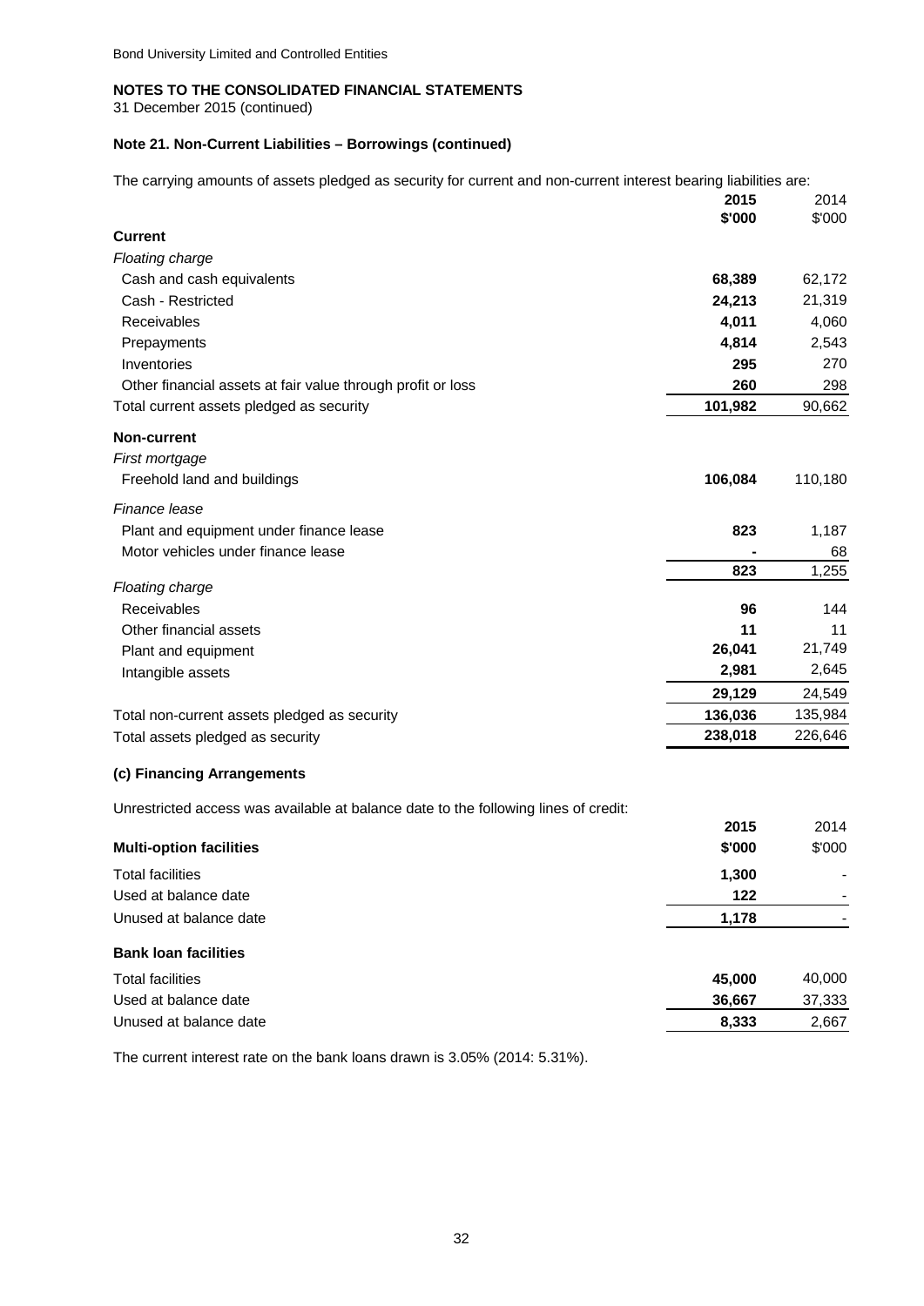Bond University Limited and Controlled Entities

## NOTES TO THE CONSOLIDATED FINANCIAL STATEMENTS

31 December 2015 (continued)

### Note 21. Non-Current Liabilities – Borrowings (continued)

The carrying amounts of assets pledged as security for current and non-current interest bearing liabilities are:

| | 2015 $'000 | 2014 $'000 |
|---|---|---|
| **Current** | | |
| *Floating charge* | | |
| Cash and cash equivalents | **68,389** | 62,172 |
| Cash - Restricted | **24,213** | 21,319 |
| Receivables | **4,011** | 4,060 |
| Prepayments | **4,814** | 2,543 |
| Inventories | **295** | 270 |
| Other financial assets at fair value through profit or loss | **260** | 298 |
| Total current assets pledged as security | **101,982** | 90,662 |
| **Non-current** | | |
| *First mortgage* | | |
| Freehold land and buildings | **106,084** | 110,180 |
| *Finance lease* | | |
| Plant and equipment under finance lease | **823** | 1,187 |
| Motor vehicles under finance lease | **-** | 68 |
| | **823** | 1,255 |
| *Floating charge* | | |
| Receivables | **96** | 144 |
| Other financial assets | **11** | 11 |
| Plant and equipment | **26,041** | 21,749 |
| Intangible assets | **2,981** | 2,645 |
| | **29,129** | 24,549 |
| Total non-current assets pledged as security | **136,036** | 135,984 |
| Total assets pledged as security | **238,018** | 226,646 |

### (c) Financing Arrangements

Unrestricted access was available at balance date to the following lines of credit:

| | 2015 $'000 | 2014 $'000 |
|---|---|---|
| **Multi-option facilities** | | |
| Total facilities | **1,300** | - |
| Used at balance date | **122** | - |
| Unused at balance date | **1,178** | - |
| **Bank loan facilities** | | |
| Total facilities | **45,000** | 40,000 |
| Used at balance date | **36,667** | 37,333 |
| Unused at balance date | **8,333** | 2,667 |

The current interest rate on the bank loans drawn is 3.05% (2014: 5.31%).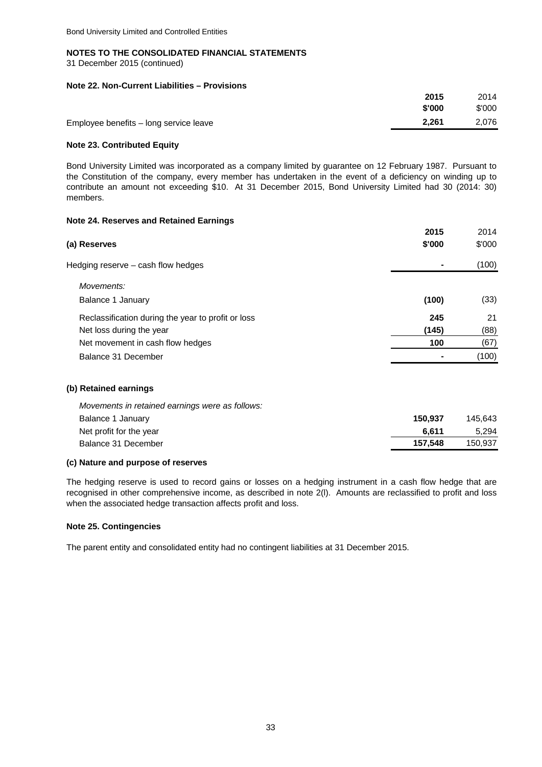Bond University Limited and Controlled Entities

## NOTES TO THE CONSOLIDATED FINANCIAL STATEMENTS

31 December 2015 (continued)

### Note 22. Non-Current Liabilities – Provisions

| | 2015 $'000 | 2014 $'000 |
|---|---|---|
| Employee benefits – long service leave | **2,261** | 2,076 |

### Note 23. Contributed Equity

Bond University Limited was incorporated as a company limited by guarantee on 12 February 1987. Pursuant to the Constitution of the company, every member has undertaken in the event of a deficiency on winding up to contribute an amount not exceeding $10. At 31 December 2015, Bond University Limited had 30 (2014: 30) members.

### Note 24. Reserves and Retained Earnings

| (a) Reserves | 2015 $'000 | 2014 $'000 |
|---|---|---|
| Hedging reserve – cash flow hedges | **-** | (100) |
| *Movements:* | | |
| Balance 1 January | **(100)** | (33) |
| Reclassification during the year to profit or loss | **245** | 21 |
| Net loss during the year | **(145)** | (88) |
| Net movement in cash flow hedges | **100** | (67) |
| Balance 31 December | **-** | (100) |

**(b) Retained earnings**

| *Movements in retained earnings were as follows:* | 2015 $'000 | 2014 $'000 |
|---|---|---|
| Balance 1 January | **150,937** | 145,643 |
| Net profit for the year | **6,611** | 5,294 |
| Balance 31 December | **157,548** | 150,937 |

**(c) Nature and purpose of reserves**

The hedging reserve is used to record gains or losses on a hedging instrument in a cash flow hedge that are recognised in other comprehensive income, as described in note 2(l). Amounts are reclassified to profit and loss when the associated hedge transaction affects profit and loss.

### Note 25. Contingencies

The parent entity and consolidated entity had no contingent liabilities at 31 December 2015.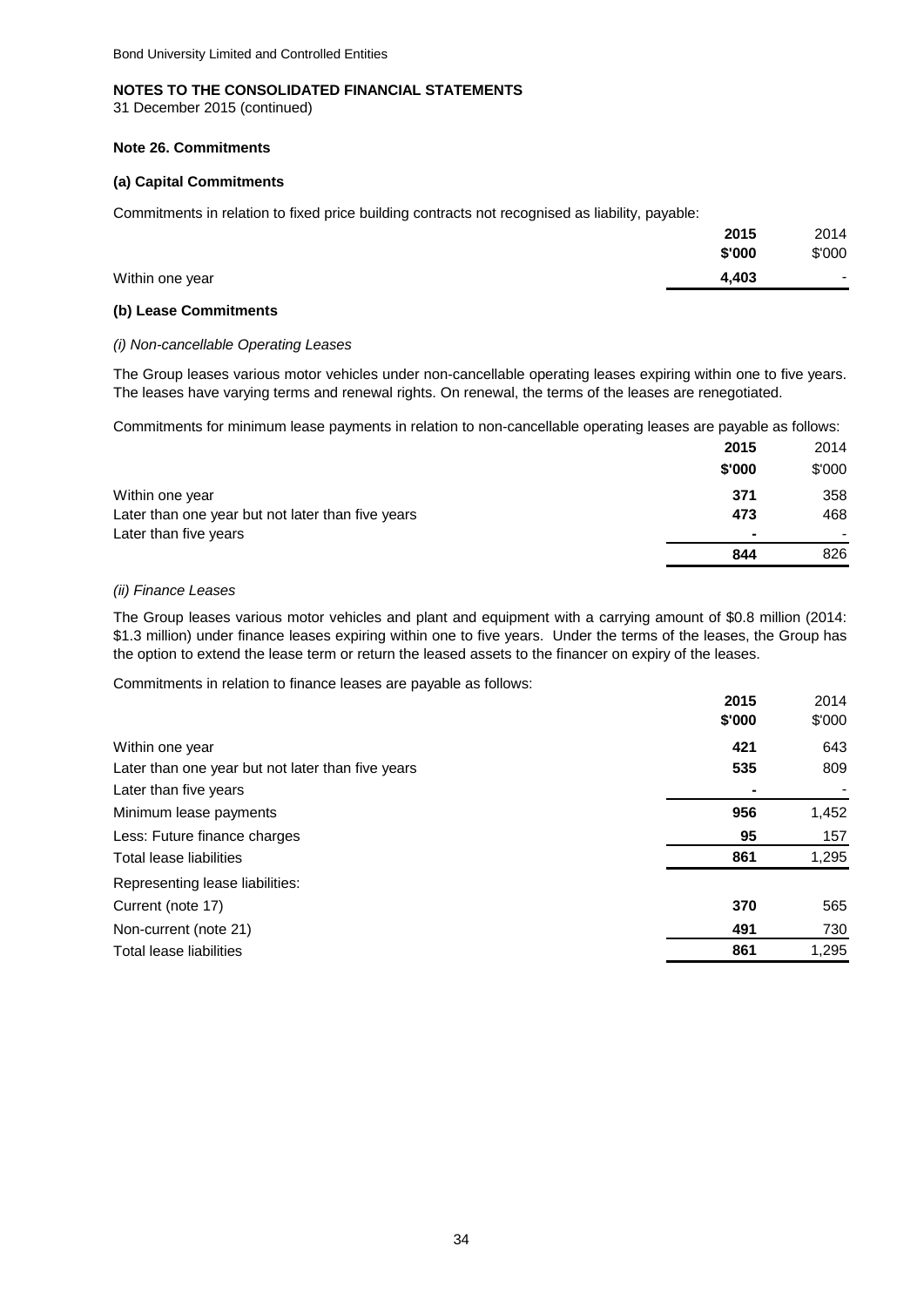Bond University Limited and Controlled Entities

**NOTES TO THE CONSOLIDATED FINANCIAL STATEMENTS**

31 December 2015 (continued)

**Note 26. Commitments**

**(a) Capital Commitments**

Commitments in relation to fixed price building contracts not recognised as liability, payable:

| | **2015** | 2014 |
|---|---|---|
| | **\$'000** | \$'000 |
| Within one year | **4,403** | - |

**(b) Lease Commitments**

*(i) Non-cancellable Operating Leases*

The Group leases various motor vehicles under non-cancellable operating leases expiring within one to five years. The leases have varying terms and renewal rights. On renewal, the terms of the leases are renegotiated.

Commitments for minimum lease payments in relation to non-cancellable operating leases are payable as follows:

| | **2015** | 2014 |
|---|---|---|
| | **\$'000** | \$'000 |
| Within one year | **371** | 358 |
| Later than one year but not later than five years | **473** | 468 |
| Later than five years | **-** | - |
| | **844** | 826 |

*(ii) Finance Leases*

The Group leases various motor vehicles and plant and equipment with a carrying amount of \$0.8 million (2014: \$1.3 million) under finance leases expiring within one to five years. Under the terms of the leases, the Group has the option to extend the lease term or return the leased assets to the financer on expiry of the leases.

Commitments in relation to finance leases are payable as follows:

| | **2015** | 2014 |
|---|---|---|
| | **\$'000** | \$'000 |
| Within one year | **421** | 643 |
| Later than one year but not later than five years | **535** | 809 |
| Later than five years | **-** | - |
| Minimum lease payments | **956** | 1,452 |
| Less: Future finance charges | **95** | 157 |
| Total lease liabilities | **861** | 1,295 |
| Representing lease liabilities: | | |
| Current (note 17) | **370** | 565 |
| Non-current (note 21) | **491** | 730 |
| Total lease liabilities | **861** | 1,295 |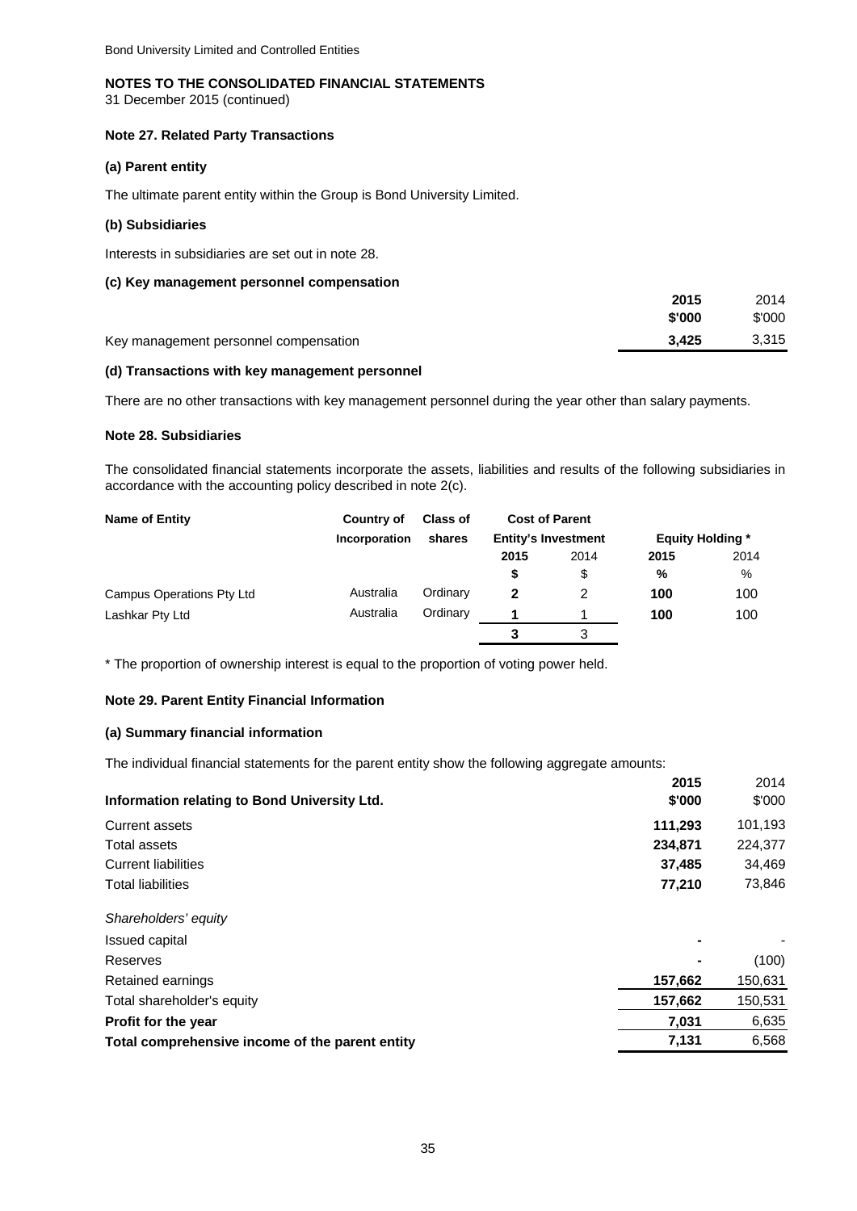Bond University Limited and Controlled Entities

**NOTES TO THE CONSOLIDATED FINANCIAL STATEMENTS**
31 December 2015 (continued)

### Note 27. Related Party Transactions

#### (a) Parent entity

The ultimate parent entity within the Group is Bond University Limited.

#### (b) Subsidiaries

Interests in subsidiaries are set out in note 28.

#### (c) Key management personnel compensation

| | 2015 | 2014 |
|---|---|---|
| | $'000 | $'000 |
| Key management personnel compensation | **3,425** | 3,315 |

#### (d) Transactions with key management personnel

There are no other transactions with key management personnel during the year other than salary payments.

### Note 28. Subsidiaries

The consolidated financial statements incorporate the assets, liabilities and results of the following subsidiaries in accordance with the accounting policy described in note 2(c).

| Name of Entity | Country of Incorporation | Class of shares | Cost of Parent Entity's Investment | | Equity Holding * | |
|---|---|---|---|---|---|---|
| | | | 2015 | 2014 | 2015 | 2014 |
| | | | $ | $ | % | % |
| Campus Operations Pty Ltd | Australia | Ordinary | **2** | 2 | **100** | 100 |
| Lashkar Pty Ltd | Australia | Ordinary | **1** | 1 | **100** | 100 |
| | | | **3** | 3 | | |

* The proportion of ownership interest is equal to the proportion of voting power held.

### Note 29. Parent Entity Financial Information

#### (a) Summary financial information

The individual financial statements for the parent entity show the following aggregate amounts:

| Information relating to Bond University Ltd. | 2015 $'000 | 2014 $'000 |
|---|---|---|
| Current assets | **111,293** | 101,193 |
| Total assets | **234,871** | 224,377 |
| Current liabilities | **37,485** | 34,469 |
| Total liabilities | **77,210** | 73,846 |
| *Shareholders' equity* | | |
| Issued capital | **-** | - |
| Reserves | **-** | (100) |
| Retained earnings | **157,662** | 150,631 |
| Total shareholder's equity | **157,662** | 150,531 |
| **Profit for the year** | **7,031** | 6,635 |
| **Total comprehensive income of the parent entity** | **7,131** | 6,568 |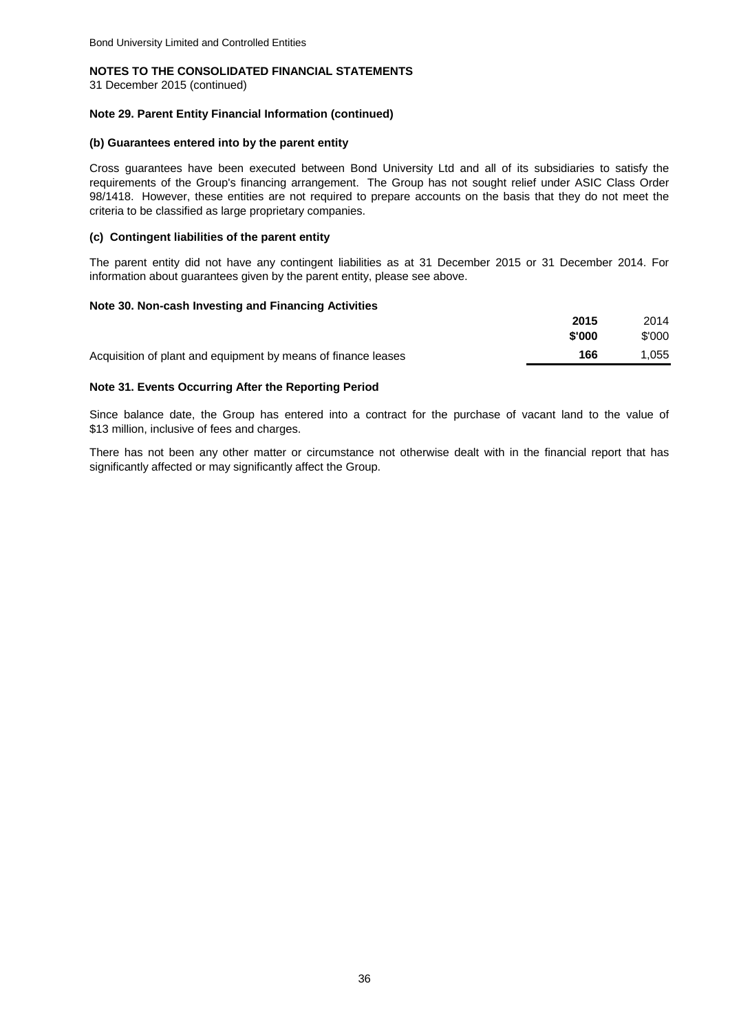**NOTES TO THE CONSOLIDATED FINANCIAL STATEMENTS**
31 December 2015 (continued)

### Note 29. Parent Entity Financial Information (continued)

#### (b) Guarantees entered into by the parent entity

Cross guarantees have been executed between Bond University Ltd and all of its subsidiaries to satisfy the requirements of the Group's financing arrangement. The Group has not sought relief under ASIC Class Order 98/1418. However, these entities are not required to prepare accounts on the basis that they do not meet the criteria to be classified as large proprietary companies.

#### (c) Contingent liabilities of the parent entity

The parent entity did not have any contingent liabilities as at 31 December 2015 or 31 December 2014. For information about guarantees given by the parent entity, please see above.

### Note 30. Non-cash Investing and Financing Activities

| | 2015 | 2014 |
|---|---|---|
| | $'000 | $'000 |
| Acquisition of plant and equipment by means of finance leases | 166 | 1,055 |

### Note 31. Events Occurring After the Reporting Period

Since balance date, the Group has entered into a contract for the purchase of vacant land to the value of $13 million, inclusive of fees and charges.

There has not been any other matter or circumstance not otherwise dealt with in the financial report that has significantly affected or may significantly affect the Group.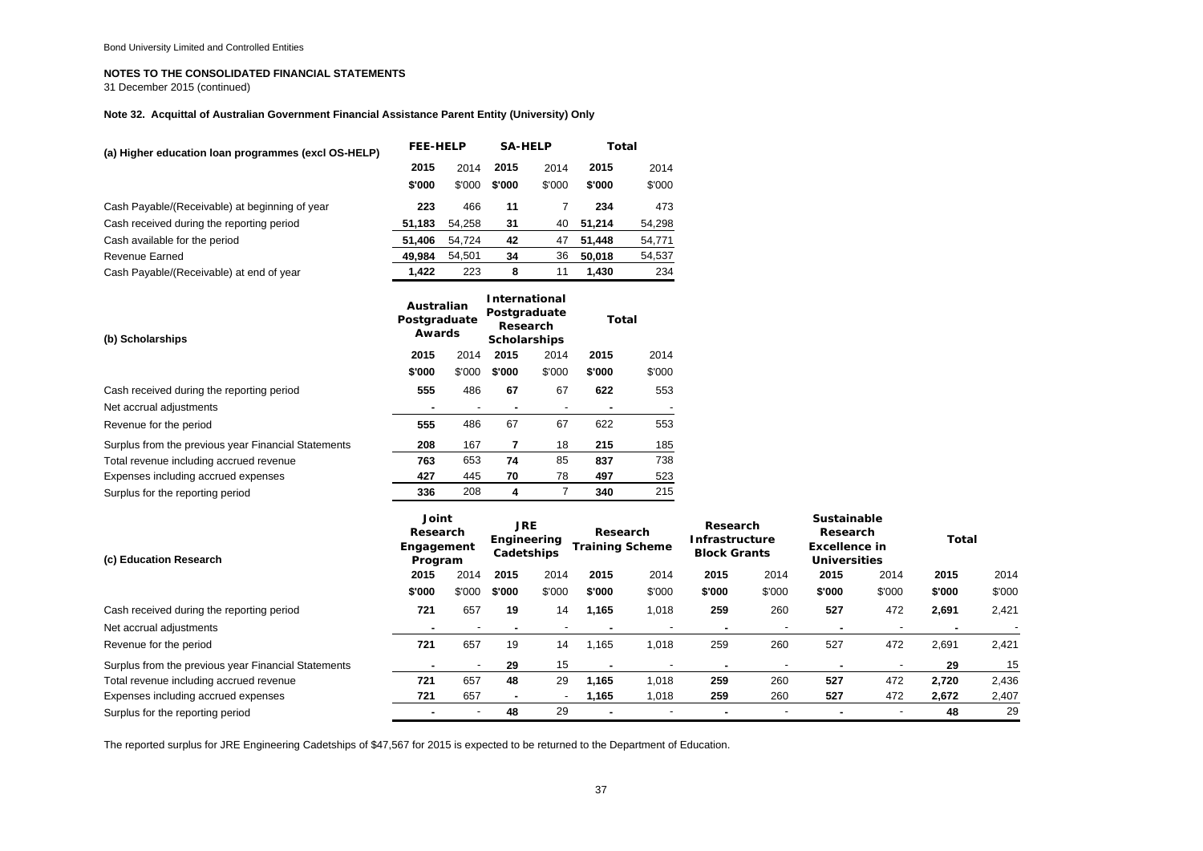Bond University Limited and Controlled Entities

**NOTES TO THE CONSOLIDATED FINANCIAL STATEMENTS**
31 December 2015 (continued)

**Note 32. Acquittal of Australian Government Financial Assistance Parent Entity (University) Only**

| (a) Higher education loan programmes (excl OS-HELP) | FEE-HELP | | SA-HELP | | Total | |
|---|---|---|---|---|---|---|
| | 2015 | 2014 | 2015 | 2014 | 2015 | 2014 |
| | $'000 | $'000 | $'000 | $'000 | $'000 | $'000 |
| Cash Payable/(Receivable) at beginning of year | 223 | 466 | 11 | 7 | 234 | 473 |
| Cash received during the reporting period | 51,183 | 54,258 | 31 | 40 | 51,214 | 54,298 |
| Cash available for the period | 51,406 | 54,724 | 42 | 47 | 51,448 | 54,771 |
| Revenue Earned | 49,984 | 54,501 | 34 | 36 | 50,018 | 54,537 |
| Cash Payable/(Receivable) at end of year | 1,422 | 223 | 8 | 11 | 1,430 | 234 |

| (b) Scholarships | Australian Postgraduate Awards | | International Postgraduate Research Scholarships | | Total | |
|---|---|---|---|---|---|---|
| | 2015 | 2014 | 2015 | 2014 | 2015 | 2014 |
| | $'000 | $'000 | $'000 | $'000 | $'000 | $'000 |
| Cash received during the reporting period | 555 | 486 | 67 | 67 | 622 | 553 |
| Net accrual adjustments | - | - | - | - | - | - |
| Revenue for the period | 555 | 486 | 67 | 67 | 622 | 553 |
| Surplus from the previous year Financial Statements | 208 | 167 | 7 | 18 | 215 | 185 |
| Total revenue including accrued revenue | 763 | 653 | 74 | 85 | 837 | 738 |
| Expenses including accrued expenses | 427 | 445 | 70 | 78 | 497 | 523 |
| Surplus for the reporting period | 336 | 208 | 4 | 7 | 340 | 215 |

| (c) Education Research | Joint Research Engagement Program | | JRE Engineering Cadetships | | Research Training Scheme | | Research Infrastructure Block Grants | | Sustainable Research Excellence in Universities | | Total | |
|---|---|---|---|---|---|---|---|---|---|---|---|---|
| | 2015 | 2014 | 2015 | 2014 | 2015 | 2014 | 2015 | 2014 | 2015 | 2014 | 2015 | 2014 |
| | $'000 | $'000 | $'000 | $'000 | $'000 | $'000 | $'000 | $'000 | $'000 | $'000 | $'000 | $'000 |
| Cash received during the reporting period | 721 | 657 | 19 | 14 | 1,165 | 1,018 | 259 | 260 | 527 | 472 | 2,691 | 2,421 |
| Net accrual adjustments | - | - | - | - | - | - | - | - | - | - | - | - |
| Revenue for the period | 721 | 657 | 19 | 14 | 1,165 | 1,018 | 259 | 260 | 527 | 472 | 2,691 | 2,421 |
| Surplus from the previous year Financial Statements | - | - | 29 | 15 | - | - | - | - | - | - | 29 | 15 |
| Total revenue including accrued revenue | 721 | 657 | 48 | 29 | 1,165 | 1,018 | 259 | 260 | 527 | 472 | 2,720 | 2,436 |
| Expenses including accrued expenses | 721 | 657 | - | - | 1,165 | 1,018 | 259 | 260 | 527 | 472 | 2,672 | 2,407 |
| Surplus for the reporting period | - | - | 48 | 29 | - | - | - | - | - | - | 48 | 29 |

The reported surplus for JRE Engineering Cadetships of $47,567 for 2015 is expected to be returned to the Department of Education.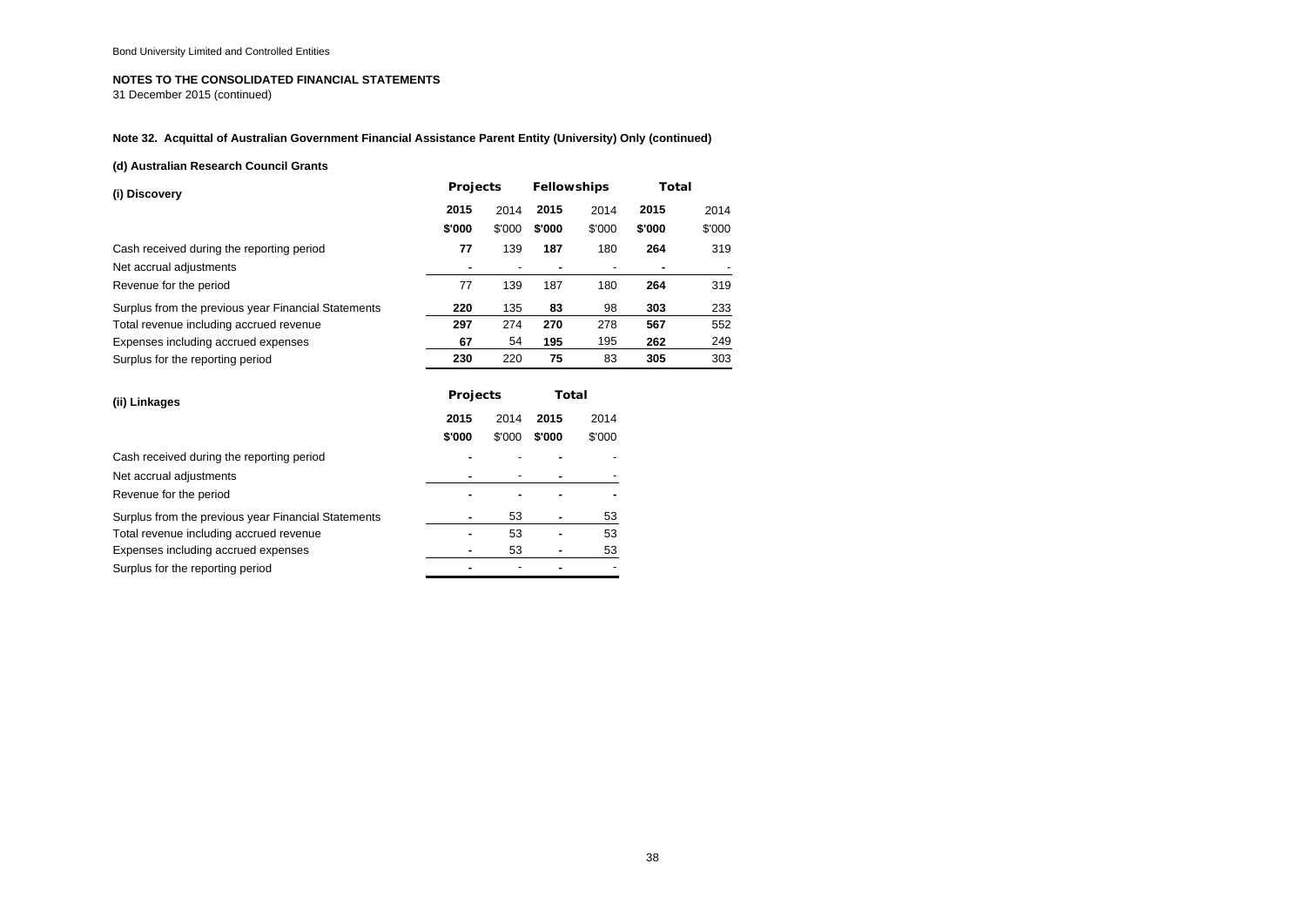Bond University Limited and Controlled Entities

## NOTES TO THE CONSOLIDATED FINANCIAL STATEMENTS

31 December 2015 (continued)

### Note 32. Acquittal of Australian Government Financial Assistance Parent Entity (University) Only (continued)

#### (d) Australian Research Council Grants

| (i) Discovery | Projects | | Fellowships | | Total | |
|---|---|---|---|---|---|---|
| | **2015** | 2014 | **2015** | 2014 | **2015** | 2014 |
| | **$'000** | $'000 | **$'000** | $'000 | **$'000** | $'000 |
| Cash received during the reporting period | **77** | 139 | **187** | 180 | **264** | 319 |
| Net accrual adjustments | **-** | - | **-** | - | **-** | - |
| Revenue for the period | 77 | 139 | 187 | 180 | **264** | 319 |
| Surplus from the previous year Financial Statements | **220** | 135 | **83** | 98 | **303** | 233 |
| Total revenue including accrued revenue | **297** | 274 | **270** | 278 | **567** | 552 |
| Expenses including accrued expenses | **67** | 54 | **195** | 195 | **262** | 249 |
| Surplus for the reporting period | **230** | 220 | **75** | 83 | **305** | 303 |

| (ii) Linkages | Projects | | Total | |
|---|---|---|---|---|
| | **2015** | 2014 | **2015** | 2014 |
| | **$'000** | $'000 | **$'000** | $'000 |
| Cash received during the reporting period | **-** | - | **-** | - |
| Net accrual adjustments | **-** | - | **-** | - |
| Revenue for the period | **-** | **-** | **-** | **-** |
| Surplus from the previous year Financial Statements | **-** | 53 | **-** | 53 |
| Total revenue including accrued revenue | **-** | 53 | **-** | 53 |
| Expenses including accrued expenses | **-** | 53 | **-** | 53 |
| Surplus for the reporting period | **-** | - | **-** | - |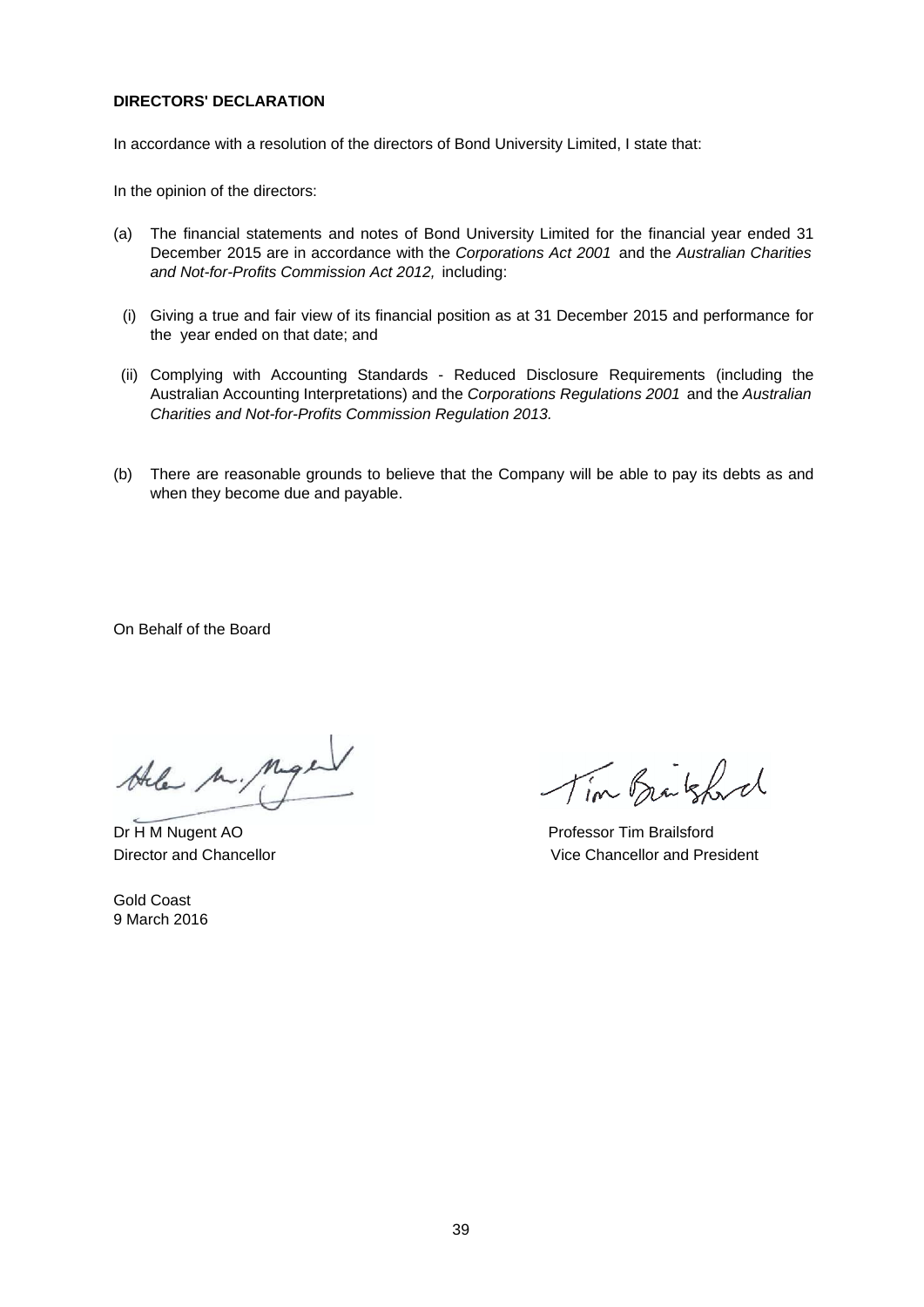**DIRECTORS' DECLARATION**

In accordance with a resolution of the directors of Bond University Limited, I state that:

In the opinion of the directors:

(a) The financial statements and notes of Bond University Limited for the financial year ended 31 December 2015 are in accordance with the *Corporations Act 2001* and the *Australian Charities and Not-for-Profits Commission Act 2012,* including:

(i) Giving a true and fair view of its financial position as at 31 December 2015 and performance for the year ended on that date; and

(ii) Complying with Accounting Standards - Reduced Disclosure Requirements (including the Australian Accounting Interpretations) and the *Corporations Regulations 2001* and the *Australian Charities and Not-for-Profits Commission Regulation 2013.*

(b) There are reasonable grounds to believe that the Company will be able to pay its debts as and when they become due and payable.

On Behalf of the Board

Dr H M Nugent AO
Director and Chancellor

Professor Tim Brailsford
Vice Chancellor and President

Gold Coast
9 March 2016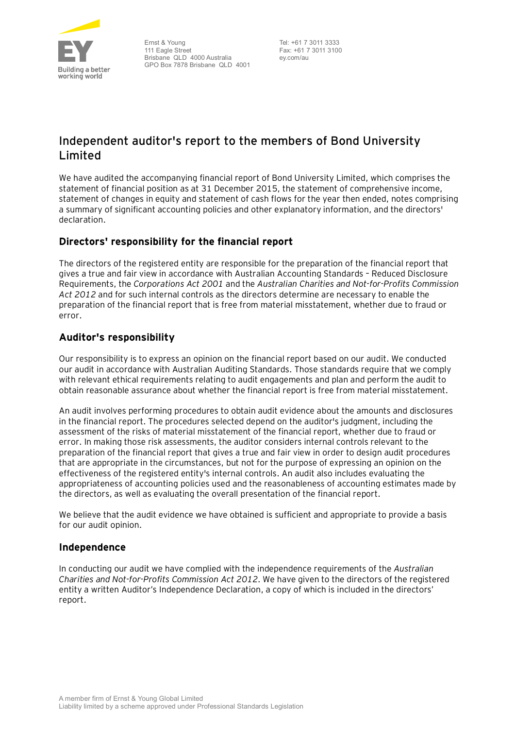Ernst & Young
111 Eagle Street
Brisbane QLD 4000 Australia
GPO Box 7878 Brisbane QLD 4001

Tel: +61 7 3011 3333
Fax: +61 7 3011 3100
ey.com/au

# Independent auditor's report to the members of Bond University Limited

We have audited the accompanying financial report of Bond University Limited, which comprises the statement of financial position as at 31 December 2015, the statement of comprehensive income, statement of changes in equity and statement of cash flows for the year then ended, notes comprising a summary of significant accounting policies and other explanatory information, and the directors' declaration.

## Directors' responsibility for the financial report

The directors of the registered entity are responsible for the preparation of the financial report that gives a true and fair view in accordance with Australian Accounting Standards – Reduced Disclosure Requirements, the *Corporations Act 2001* and the *Australian Charities and Not-for-Profits Commission Act 2012* and for such internal controls as the directors determine are necessary to enable the preparation of the financial report that is free from material misstatement, whether due to fraud or error.

## Auditor's responsibility

Our responsibility is to express an opinion on the financial report based on our audit. We conducted our audit in accordance with Australian Auditing Standards. Those standards require that we comply with relevant ethical requirements relating to audit engagements and plan and perform the audit to obtain reasonable assurance about whether the financial report is free from material misstatement.

An audit involves performing procedures to obtain audit evidence about the amounts and disclosures in the financial report. The procedures selected depend on the auditor's judgment, including the assessment of the risks of material misstatement of the financial report, whether due to fraud or error. In making those risk assessments, the auditor considers internal controls relevant to the preparation of the financial report that gives a true and fair view in order to design audit procedures that are appropriate in the circumstances, but not for the purpose of expressing an opinion on the effectiveness of the registered entity's internal controls. An audit also includes evaluating the appropriateness of accounting policies used and the reasonableness of accounting estimates made by the directors, as well as evaluating the overall presentation of the financial report.

We believe that the audit evidence we have obtained is sufficient and appropriate to provide a basis for our audit opinion.

## Independence

In conducting our audit we have complied with the independence requirements of the *Australian Charities and Not-for-Profits Commission Act 2012*. We have given to the directors of the registered entity a written Auditor's Independence Declaration, a copy of which is included in the directors' report.

A member firm of Ernst & Young Global Limited
Liability limited by a scheme approved under Professional Standards Legislation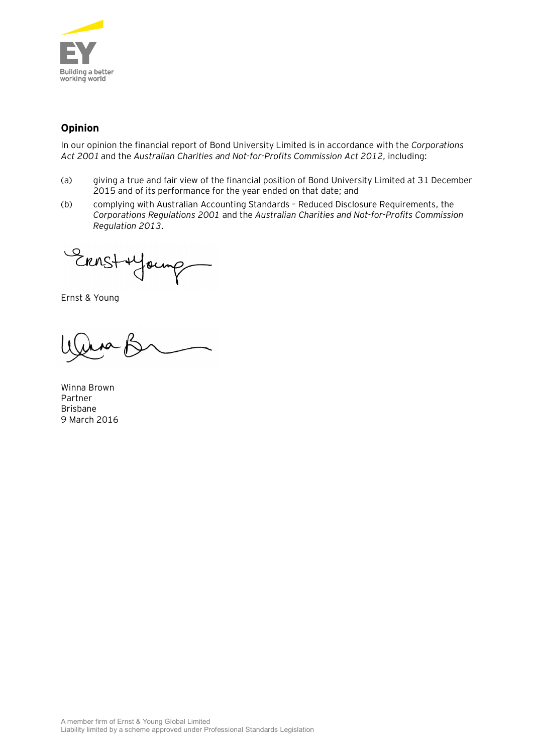## Opinion

In our opinion the financial report of Bond University Limited is in accordance with the *Corporations Act 2001* and the *Australian Charities and Not-for-Profits Commission Act 2012*, including:

(a) giving a true and fair view of the financial position of Bond University Limited at 31 December 2015 and of its performance for the year ended on that date; and

(b) complying with Australian Accounting Standards – Reduced Disclosure Requirements, the *Corporations Regulations 2001* and the *Australian Charities and Not-for-Profits Commission Regulation 2013*.

Ernst & Young

Winna Brown
Partner
Brisbane
9 March 2016

A member firm of Ernst & Young Global Limited
Liability limited by a scheme approved under Professional Standards Legislation